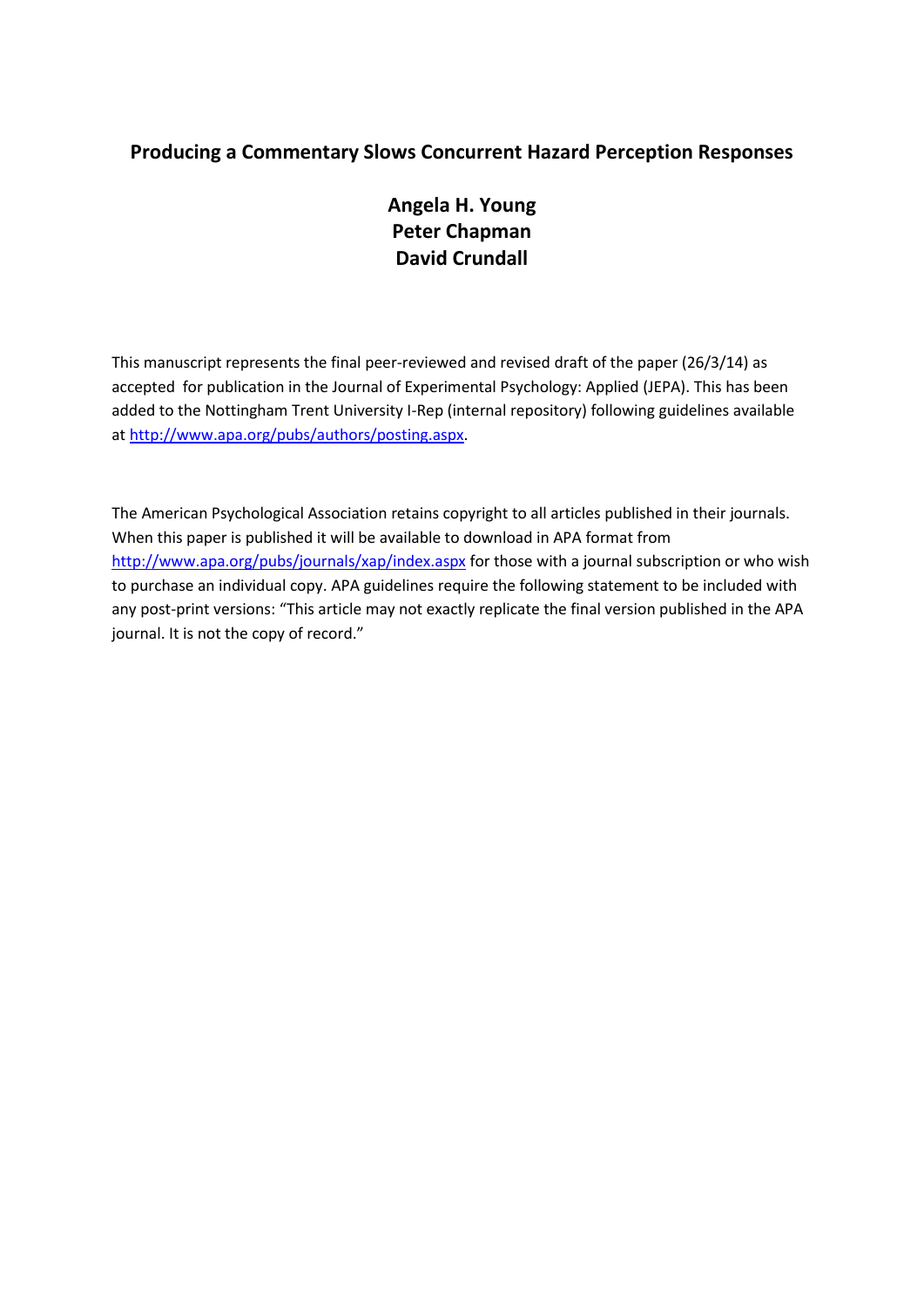# Producing a Commentary Slows Concurrent Hazard Perception Responses

**Angela H. Young**
**Peter Chapman**
**David Crundall**

This manuscript represents the final peer-reviewed and revised draft of the paper (26/3/14) as accepted for publication in the Journal of Experimental Psychology: Applied (JEPA). This has been added to the Nottingham Trent University I-Rep (internal repository) following guidelines available at [http://www.apa.org/pubs/authors/posting.aspx](http://www.apa.org/pubs/authors/posting.aspx).

The American Psychological Association retains copyright to all articles published in their journals. When this paper is published it will be available to download in APA format from [http://www.apa.org/pubs/journals/xap/index.aspx](http://www.apa.org/pubs/journals/xap/index.aspx) for those with a journal subscription or who wish to purchase an individual copy. APA guidelines require the following statement to be included with any post-print versions: "This article may not exactly replicate the final version published in the APA journal. It is not the copy of record."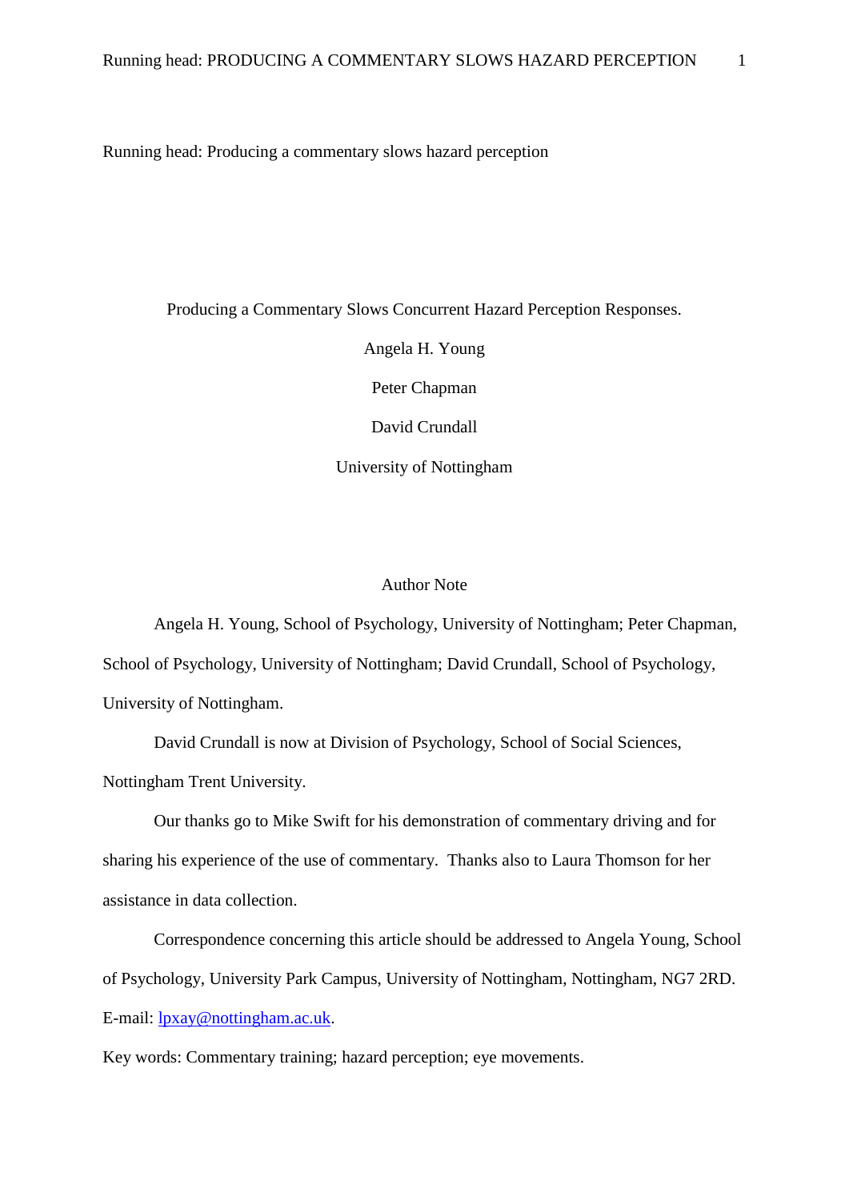Running head: Producing a commentary slows hazard perception

Producing a Commentary Slows Concurrent Hazard Perception Responses.

Angela H. Young

Peter Chapman

David Crundall

University of Nottingham

Author Note

Angela H. Young, School of Psychology, University of Nottingham; Peter Chapman, School of Psychology, University of Nottingham; David Crundall, School of Psychology, University of Nottingham.

David Crundall is now at Division of Psychology, School of Social Sciences, Nottingham Trent University.

Our thanks go to Mike Swift for his demonstration of commentary driving and for sharing his experience of the use of commentary. Thanks also to Laura Thomson for her assistance in data collection.

Correspondence concerning this article should be addressed to Angela Young, School of Psychology, University Park Campus, University of Nottingham, Nottingham, NG7 2RD. E-mail: lpxay@nottingham.ac.uk.

Key words: Commentary training; hazard perception; eye movements.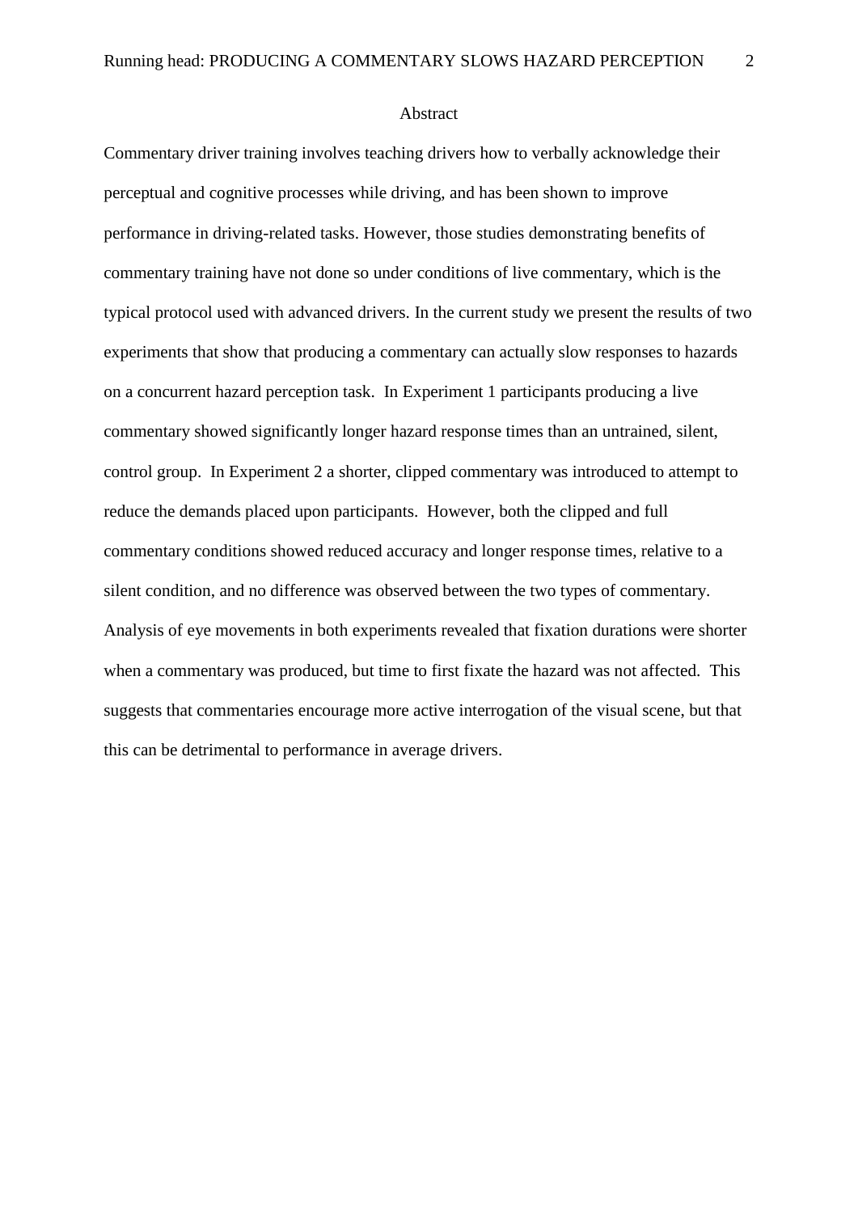## Abstract

Commentary driver training involves teaching drivers how to verbally acknowledge their perceptual and cognitive processes while driving, and has been shown to improve performance in driving-related tasks. However, those studies demonstrating benefits of commentary training have not done so under conditions of live commentary, which is the typical protocol used with advanced drivers. In the current study we present the results of two experiments that show that producing a commentary can actually slow responses to hazards on a concurrent hazard perception task. In Experiment 1 participants producing a live commentary showed significantly longer hazard response times than an untrained, silent, control group. In Experiment 2 a shorter, clipped commentary was introduced to attempt to reduce the demands placed upon participants. However, both the clipped and full commentary conditions showed reduced accuracy and longer response times, relative to a silent condition, and no difference was observed between the two types of commentary. Analysis of eye movements in both experiments revealed that fixation durations were shorter when a commentary was produced, but time to first fixate the hazard was not affected. This suggests that commentaries encourage more active interrogation of the visual scene, but that this can be detrimental to performance in average drivers.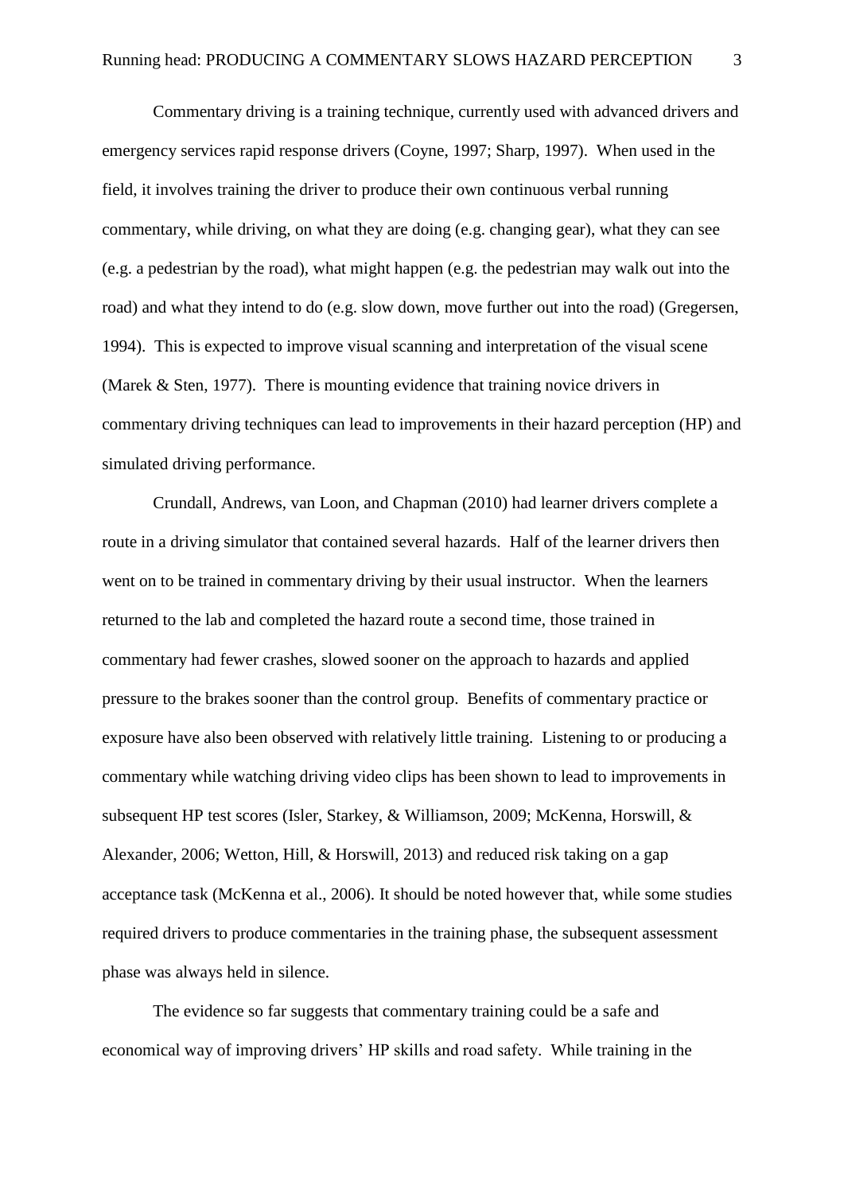Commentary driving is a training technique, currently used with advanced drivers and emergency services rapid response drivers (Coyne, 1997; Sharp, 1997). When used in the field, it involves training the driver to produce their own continuous verbal running commentary, while driving, on what they are doing (e.g. changing gear), what they can see (e.g. a pedestrian by the road), what might happen (e.g. the pedestrian may walk out into the road) and what they intend to do (e.g. slow down, move further out into the road) (Gregersen, 1994). This is expected to improve visual scanning and interpretation of the visual scene (Marek & Sten, 1977). There is mounting evidence that training novice drivers in commentary driving techniques can lead to improvements in their hazard perception (HP) and simulated driving performance.

Crundall, Andrews, van Loon, and Chapman (2010) had learner drivers complete a route in a driving simulator that contained several hazards. Half of the learner drivers then went on to be trained in commentary driving by their usual instructor. When the learners returned to the lab and completed the hazard route a second time, those trained in commentary had fewer crashes, slowed sooner on the approach to hazards and applied pressure to the brakes sooner than the control group. Benefits of commentary practice or exposure have also been observed with relatively little training. Listening to or producing a commentary while watching driving video clips has been shown to lead to improvements in subsequent HP test scores (Isler, Starkey, & Williamson, 2009; McKenna, Horswill, & Alexander, 2006; Wetton, Hill, & Horswill, 2013) and reduced risk taking on a gap acceptance task (McKenna et al., 2006). It should be noted however that, while some studies required drivers to produce commentaries in the training phase, the subsequent assessment phase was always held in silence.

The evidence so far suggests that commentary training could be a safe and economical way of improving drivers' HP skills and road safety. While training in the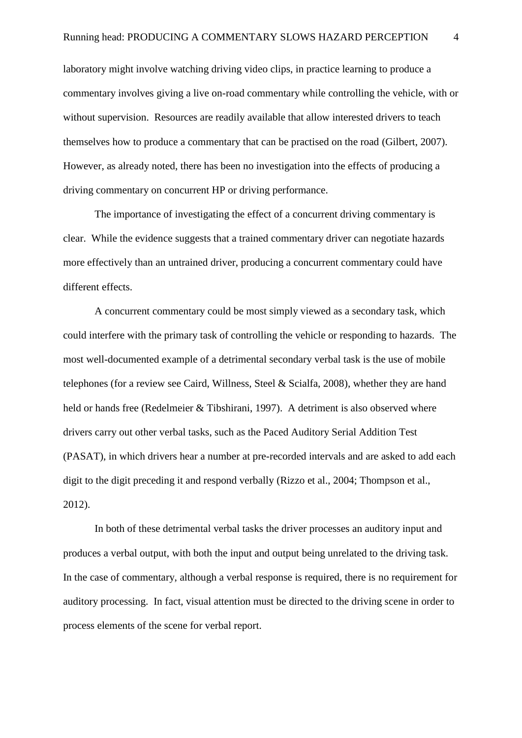laboratory might involve watching driving video clips, in practice learning to produce a commentary involves giving a live on-road commentary while controlling the vehicle, with or without supervision.  Resources are readily available that allow interested drivers to teach themselves how to produce a commentary that can be practised on the road (Gilbert, 2007). However, as already noted, there has been no investigation into the effects of producing a driving commentary on concurrent HP or driving performance.

The importance of investigating the effect of a concurrent driving commentary is clear.  While the evidence suggests that a trained commentary driver can negotiate hazards more effectively than an untrained driver, producing a concurrent commentary could have different effects.

A concurrent commentary could be most simply viewed as a secondary task, which could interfere with the primary task of controlling the vehicle or responding to hazards.  The most well-documented example of a detrimental secondary verbal task is the use of mobile telephones (for a review see Caird, Willness, Steel & Scialfa, 2008), whether they are hand held or hands free (Redelmeier & Tibshirani, 1997).  A detriment is also observed where drivers carry out other verbal tasks, such as the Paced Auditory Serial Addition Test (PASAT), in which drivers hear a number at pre-recorded intervals and are asked to add each digit to the digit preceding it and respond verbally (Rizzo et al., 2004; Thompson et al., 2012).

In both of these detrimental verbal tasks the driver processes an auditory input and produces a verbal output, with both the input and output being unrelated to the driving task. In the case of commentary, although a verbal response is required, there is no requirement for auditory processing.  In fact, visual attention must be directed to the driving scene in order to process elements of the scene for verbal report.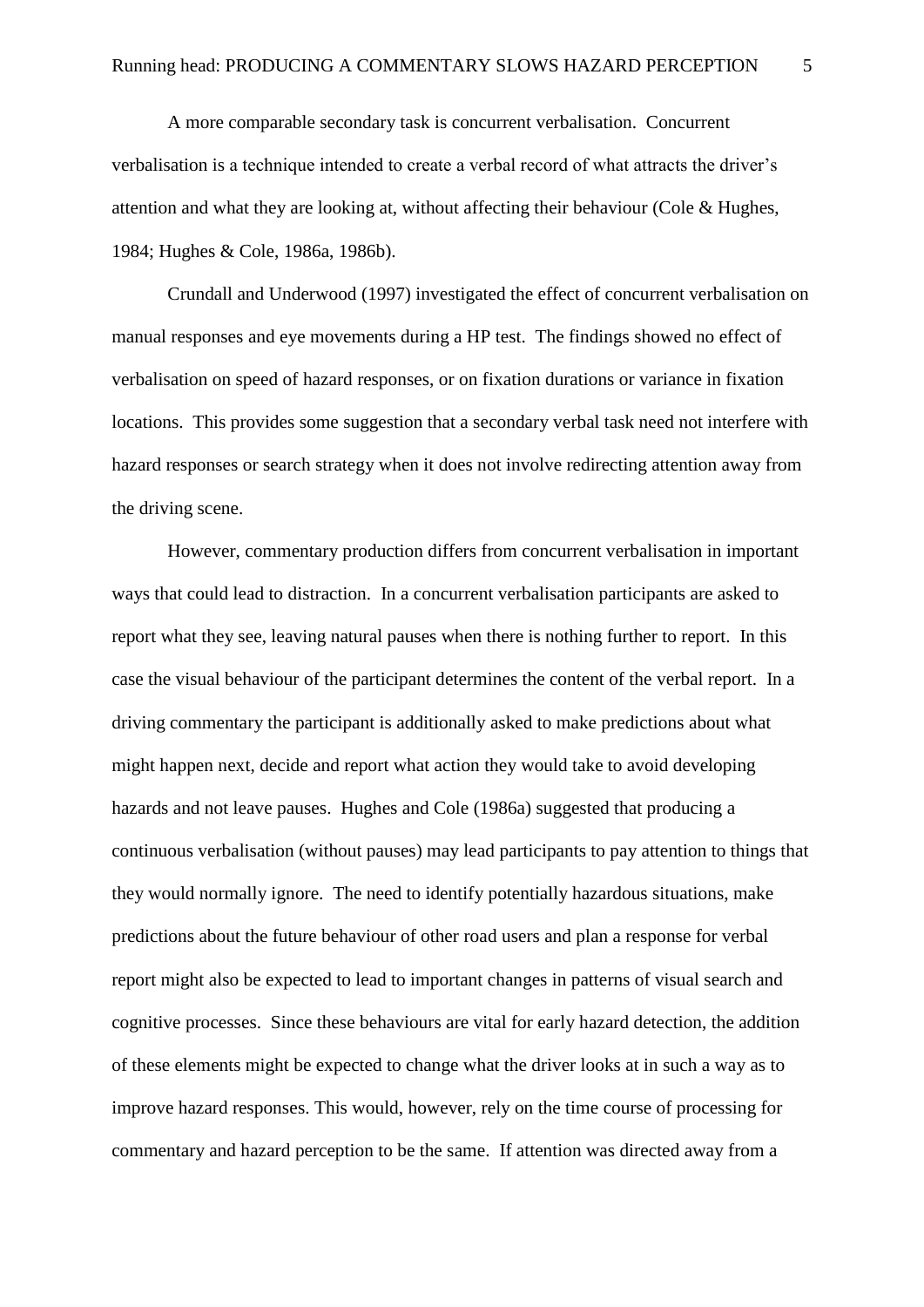A more comparable secondary task is concurrent verbalisation. Concurrent verbalisation is a technique intended to create a verbal record of what attracts the driver's attention and what they are looking at, without affecting their behaviour (Cole & Hughes, 1984; Hughes & Cole, 1986a, 1986b).

Crundall and Underwood (1997) investigated the effect of concurrent verbalisation on manual responses and eye movements during a HP test. The findings showed no effect of verbalisation on speed of hazard responses, or on fixation durations or variance in fixation locations. This provides some suggestion that a secondary verbal task need not interfere with hazard responses or search strategy when it does not involve redirecting attention away from the driving scene.

However, commentary production differs from concurrent verbalisation in important ways that could lead to distraction. In a concurrent verbalisation participants are asked to report what they see, leaving natural pauses when there is nothing further to report. In this case the visual behaviour of the participant determines the content of the verbal report. In a driving commentary the participant is additionally asked to make predictions about what might happen next, decide and report what action they would take to avoid developing hazards and not leave pauses. Hughes and Cole (1986a) suggested that producing a continuous verbalisation (without pauses) may lead participants to pay attention to things that they would normally ignore. The need to identify potentially hazardous situations, make predictions about the future behaviour of other road users and plan a response for verbal report might also be expected to lead to important changes in patterns of visual search and cognitive processes. Since these behaviours are vital for early hazard detection, the addition of these elements might be expected to change what the driver looks at in such a way as to improve hazard responses. This would, however, rely on the time course of processing for commentary and hazard perception to be the same. If attention was directed away from a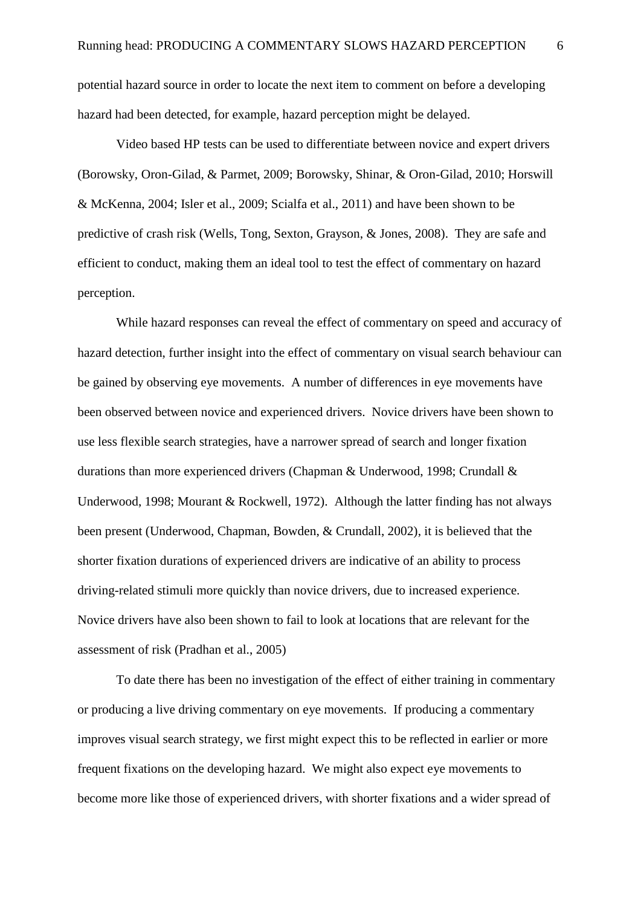potential hazard source in order to locate the next item to comment on before a developing hazard had been detected, for example, hazard perception might be delayed.

Video based HP tests can be used to differentiate between novice and expert drivers (Borowsky, Oron-Gilad, & Parmet, 2009; Borowsky, Shinar, & Oron-Gilad, 2010; Horswill & McKenna, 2004; Isler et al., 2009; Scialfa et al., 2011) and have been shown to be predictive of crash risk (Wells, Tong, Sexton, Grayson, & Jones, 2008). They are safe and efficient to conduct, making them an ideal tool to test the effect of commentary on hazard perception.

While hazard responses can reveal the effect of commentary on speed and accuracy of hazard detection, further insight into the effect of commentary on visual search behaviour can be gained by observing eye movements. A number of differences in eye movements have been observed between novice and experienced drivers. Novice drivers have been shown to use less flexible search strategies, have a narrower spread of search and longer fixation durations than more experienced drivers (Chapman & Underwood, 1998; Crundall & Underwood, 1998; Mourant & Rockwell, 1972). Although the latter finding has not always been present (Underwood, Chapman, Bowden, & Crundall, 2002), it is believed that the shorter fixation durations of experienced drivers are indicative of an ability to process driving-related stimuli more quickly than novice drivers, due to increased experience. Novice drivers have also been shown to fail to look at locations that are relevant for the assessment of risk (Pradhan et al., 2005)

To date there has been no investigation of the effect of either training in commentary or producing a live driving commentary on eye movements. If producing a commentary improves visual search strategy, we first might expect this to be reflected in earlier or more frequent fixations on the developing hazard. We might also expect eye movements to become more like those of experienced drivers, with shorter fixations and a wider spread of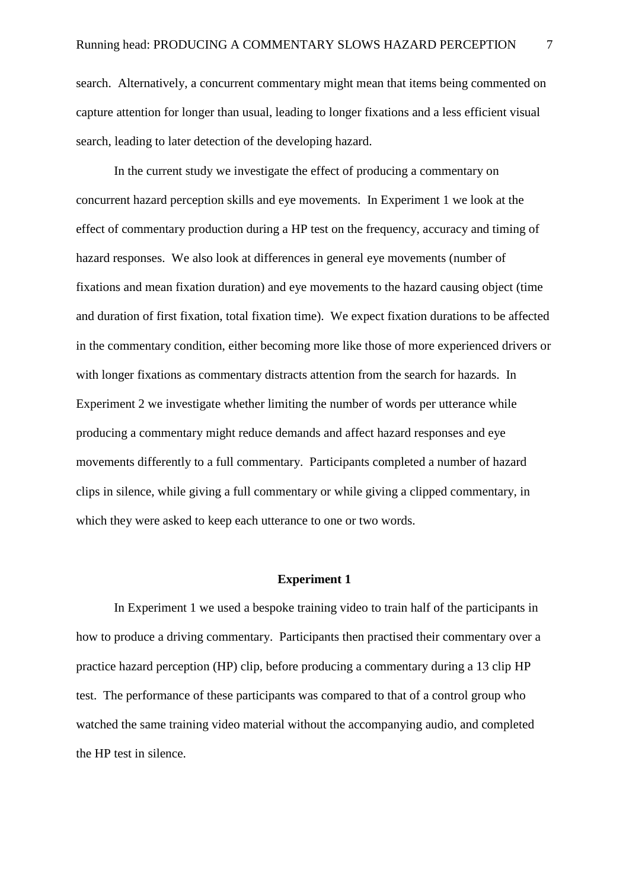search. Alternatively, a concurrent commentary might mean that items being commented on capture attention for longer than usual, leading to longer fixations and a less efficient visual search, leading to later detection of the developing hazard.

In the current study we investigate the effect of producing a commentary on concurrent hazard perception skills and eye movements. In Experiment 1 we look at the effect of commentary production during a HP test on the frequency, accuracy and timing of hazard responses. We also look at differences in general eye movements (number of fixations and mean fixation duration) and eye movements to the hazard causing object (time and duration of first fixation, total fixation time). We expect fixation durations to be affected in the commentary condition, either becoming more like those of more experienced drivers or with longer fixations as commentary distracts attention from the search for hazards. In Experiment 2 we investigate whether limiting the number of words per utterance while producing a commentary might reduce demands and affect hazard responses and eye movements differently to a full commentary. Participants completed a number of hazard clips in silence, while giving a full commentary or while giving a clipped commentary, in which they were asked to keep each utterance to one or two words.

## Experiment 1

In Experiment 1 we used a bespoke training video to train half of the participants in how to produce a driving commentary. Participants then practised their commentary over a practice hazard perception (HP) clip, before producing a commentary during a 13 clip HP test. The performance of these participants was compared to that of a control group who watched the same training video material without the accompanying audio, and completed the HP test in silence.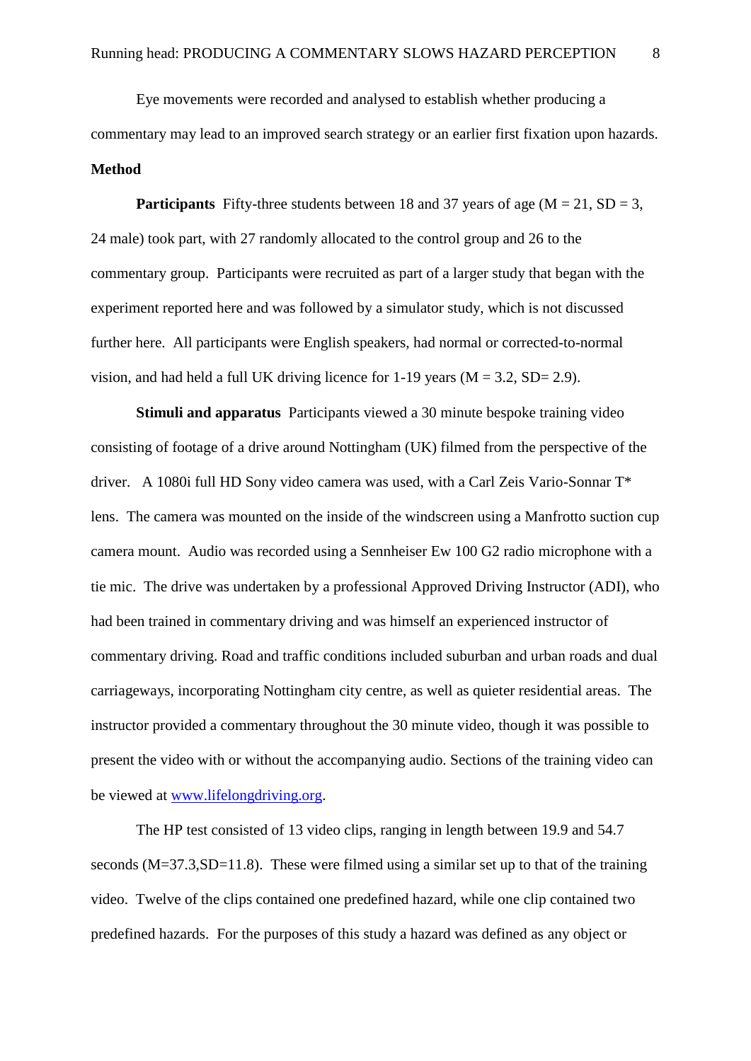Eye movements were recorded and analysed to establish whether producing a commentary may lead to an improved search strategy or an earlier first fixation upon hazards.

## Method

**Participants** Fifty-three students between 18 and 37 years of age (M = 21, SD = 3, 24 male) took part, with 27 randomly allocated to the control group and 26 to the commentary group. Participants were recruited as part of a larger study that began with the experiment reported here and was followed by a simulator study, which is not discussed further here. All participants were English speakers, had normal or corrected-to-normal vision, and had held a full UK driving licence for 1-19 years (M = 3.2, SD= 2.9).

**Stimuli and apparatus** Participants viewed a 30 minute bespoke training video consisting of footage of a drive around Nottingham (UK) filmed from the perspective of the driver. A 1080i full HD Sony video camera was used, with a Carl Zeis Vario-Sonnar T* lens. The camera was mounted on the inside of the windscreen using a Manfrotto suction cup camera mount. Audio was recorded using a Sennheiser Ew 100 G2 radio microphone with a tie mic. The drive was undertaken by a professional Approved Driving Instructor (ADI), who had been trained in commentary driving and was himself an experienced instructor of commentary driving. Road and traffic conditions included suburban and urban roads and dual carriageways, incorporating Nottingham city centre, as well as quieter residential areas. The instructor provided a commentary throughout the 30 minute video, though it was possible to present the video with or without the accompanying audio. Sections of the training video can be viewed at www.lifelongdriving.org.

The HP test consisted of 13 video clips, ranging in length between 19.9 and 54.7 seconds (M=37.3,SD=11.8). These were filmed using a similar set up to that of the training video. Twelve of the clips contained one predefined hazard, while one clip contained two predefined hazards. For the purposes of this study a hazard was defined as any object or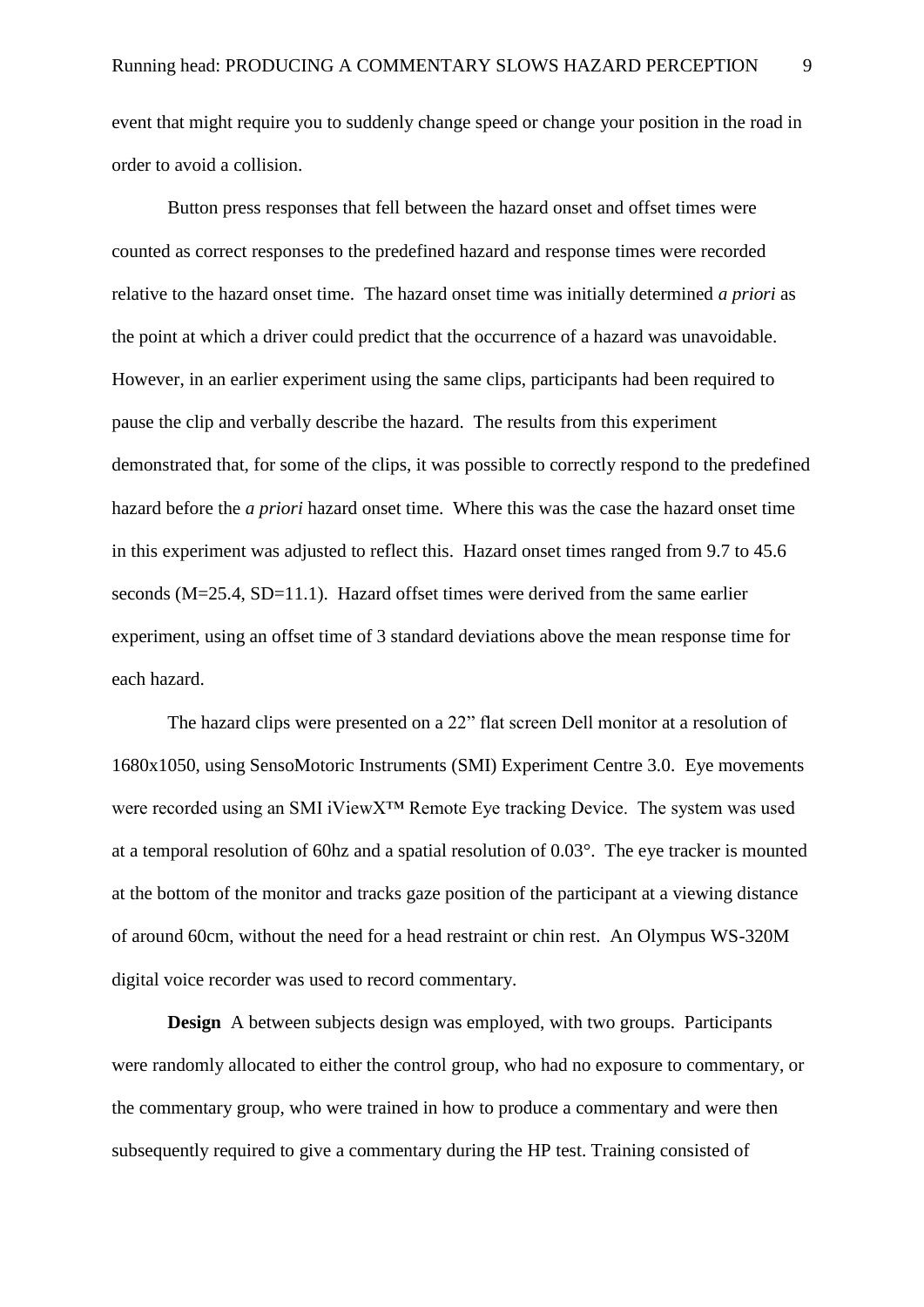event that might require you to suddenly change speed or change your position in the road in order to avoid a collision.

Button press responses that fell between the hazard onset and offset times were counted as correct responses to the predefined hazard and response times were recorded relative to the hazard onset time. The hazard onset time was initially determined *a priori* as the point at which a driver could predict that the occurrence of a hazard was unavoidable. However, in an earlier experiment using the same clips, participants had been required to pause the clip and verbally describe the hazard. The results from this experiment demonstrated that, for some of the clips, it was possible to correctly respond to the predefined hazard before the *a priori* hazard onset time. Where this was the case the hazard onset time in this experiment was adjusted to reflect this. Hazard onset times ranged from 9.7 to 45.6 seconds (M=25.4, SD=11.1). Hazard offset times were derived from the same earlier experiment, using an offset time of 3 standard deviations above the mean response time for each hazard.

The hazard clips were presented on a 22" flat screen Dell monitor at a resolution of 1680x1050, using SensoMotoric Instruments (SMI) Experiment Centre 3.0. Eye movements were recorded using an SMI iViewX™ Remote Eye tracking Device. The system was used at a temporal resolution of 60hz and a spatial resolution of 0.03°. The eye tracker is mounted at the bottom of the monitor and tracks gaze position of the participant at a viewing distance of around 60cm, without the need for a head restraint or chin rest. An Olympus WS-320M digital voice recorder was used to record commentary.

**Design** A between subjects design was employed, with two groups. Participants were randomly allocated to either the control group, who had no exposure to commentary, or the commentary group, who were trained in how to produce a commentary and were then subsequently required to give a commentary during the HP test. Training consisted of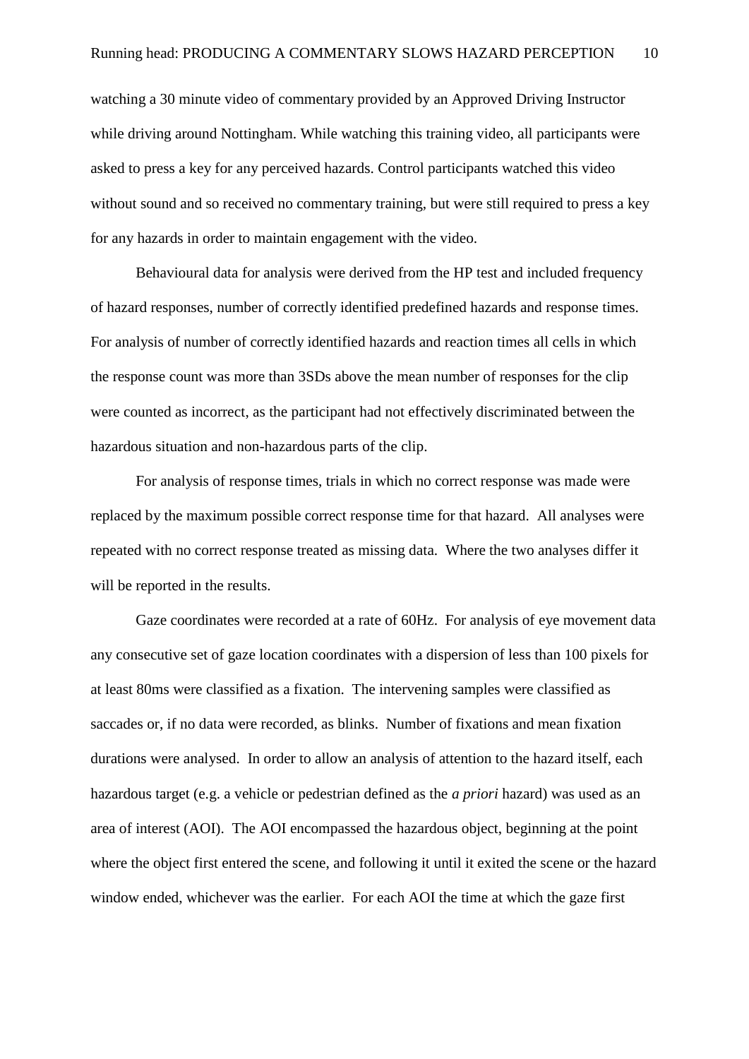watching a 30 minute video of commentary provided by an Approved Driving Instructor while driving around Nottingham. While watching this training video, all participants were asked to press a key for any perceived hazards. Control participants watched this video without sound and so received no commentary training, but were still required to press a key for any hazards in order to maintain engagement with the video.

Behavioural data for analysis were derived from the HP test and included frequency of hazard responses, number of correctly identified predefined hazards and response times. For analysis of number of correctly identified hazards and reaction times all cells in which the response count was more than 3SDs above the mean number of responses for the clip were counted as incorrect, as the participant had not effectively discriminated between the hazardous situation and non-hazardous parts of the clip.

For analysis of response times, trials in which no correct response was made were replaced by the maximum possible correct response time for that hazard. All analyses were repeated with no correct response treated as missing data. Where the two analyses differ it will be reported in the results.

Gaze coordinates were recorded at a rate of 60Hz. For analysis of eye movement data any consecutive set of gaze location coordinates with a dispersion of less than 100 pixels for at least 80ms were classified as a fixation. The intervening samples were classified as saccades or, if no data were recorded, as blinks. Number of fixations and mean fixation durations were analysed. In order to allow an analysis of attention to the hazard itself, each hazardous target (e.g. a vehicle or pedestrian defined as the *a priori* hazard) was used as an area of interest (AOI). The AOI encompassed the hazardous object, beginning at the point where the object first entered the scene, and following it until it exited the scene or the hazard window ended, whichever was the earlier. For each AOI the time at which the gaze first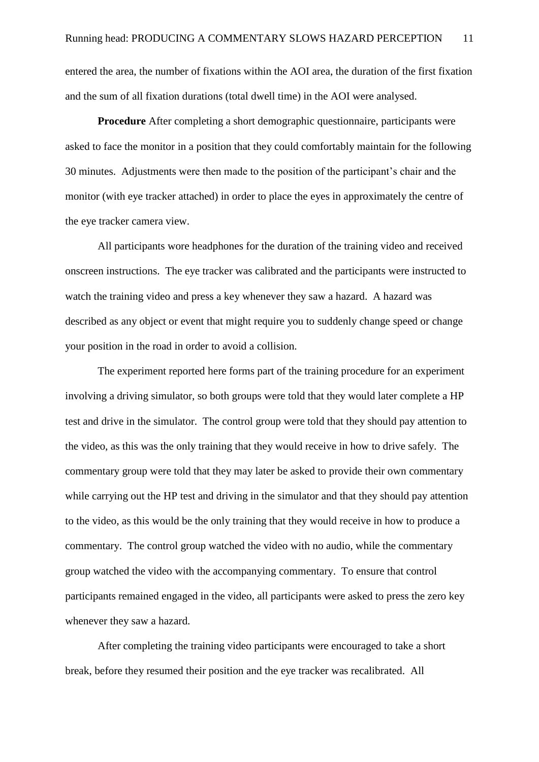entered the area, the number of fixations within the AOI area, the duration of the first fixation and the sum of all fixation durations (total dwell time) in the AOI were analysed.

**Procedure** After completing a short demographic questionnaire, participants were asked to face the monitor in a position that they could comfortably maintain for the following 30 minutes. Adjustments were then made to the position of the participant's chair and the monitor (with eye tracker attached) in order to place the eyes in approximately the centre of the eye tracker camera view.

All participants wore headphones for the duration of the training video and received onscreen instructions. The eye tracker was calibrated and the participants were instructed to watch the training video and press a key whenever they saw a hazard. A hazard was described as any object or event that might require you to suddenly change speed or change your position in the road in order to avoid a collision.

The experiment reported here forms part of the training procedure for an experiment involving a driving simulator, so both groups were told that they would later complete a HP test and drive in the simulator. The control group were told that they should pay attention to the video, as this was the only training that they would receive in how to drive safely. The commentary group were told that they may later be asked to provide their own commentary while carrying out the HP test and driving in the simulator and that they should pay attention to the video, as this would be the only training that they would receive in how to produce a commentary. The control group watched the video with no audio, while the commentary group watched the video with the accompanying commentary. To ensure that control participants remained engaged in the video, all participants were asked to press the zero key whenever they saw a hazard.

After completing the training video participants were encouraged to take a short break, before they resumed their position and the eye tracker was recalibrated. All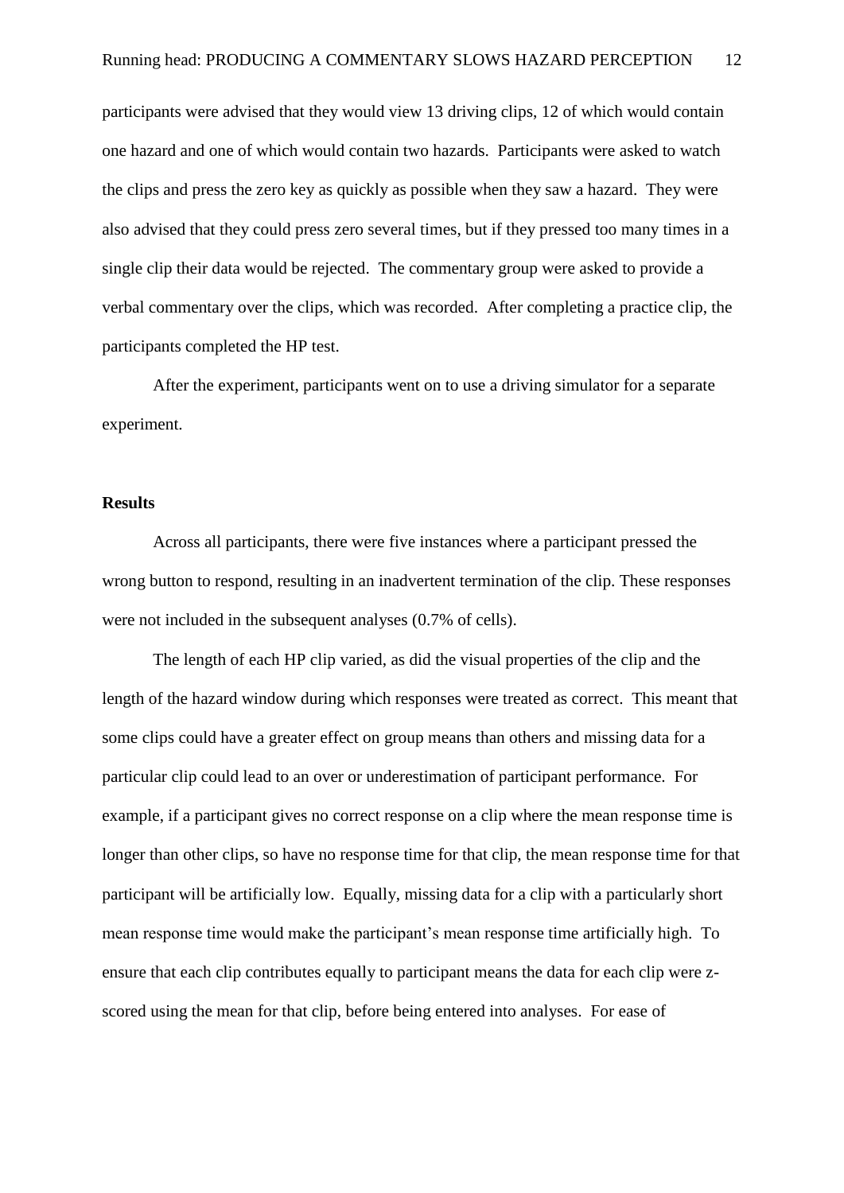participants were advised that they would view 13 driving clips, 12 of which would contain one hazard and one of which would contain two hazards. Participants were asked to watch the clips and press the zero key as quickly as possible when they saw a hazard. They were also advised that they could press zero several times, but if they pressed too many times in a single clip their data would be rejected. The commentary group were asked to provide a verbal commentary over the clips, which was recorded. After completing a practice clip, the participants completed the HP test.

After the experiment, participants went on to use a driving simulator for a separate experiment.

## Results

Across all participants, there were five instances where a participant pressed the wrong button to respond, resulting in an inadvertent termination of the clip. These responses were not included in the subsequent analyses (0.7% of cells).

The length of each HP clip varied, as did the visual properties of the clip and the length of the hazard window during which responses were treated as correct. This meant that some clips could have a greater effect on group means than others and missing data for a particular clip could lead to an over or underestimation of participant performance. For example, if a participant gives no correct response on a clip where the mean response time is longer than other clips, so have no response time for that clip, the mean response time for that participant will be artificially low. Equally, missing data for a clip with a particularly short mean response time would make the participant's mean response time artificially high. To ensure that each clip contributes equally to participant means the data for each clip were z-scored using the mean for that clip, before being entered into analyses. For ease of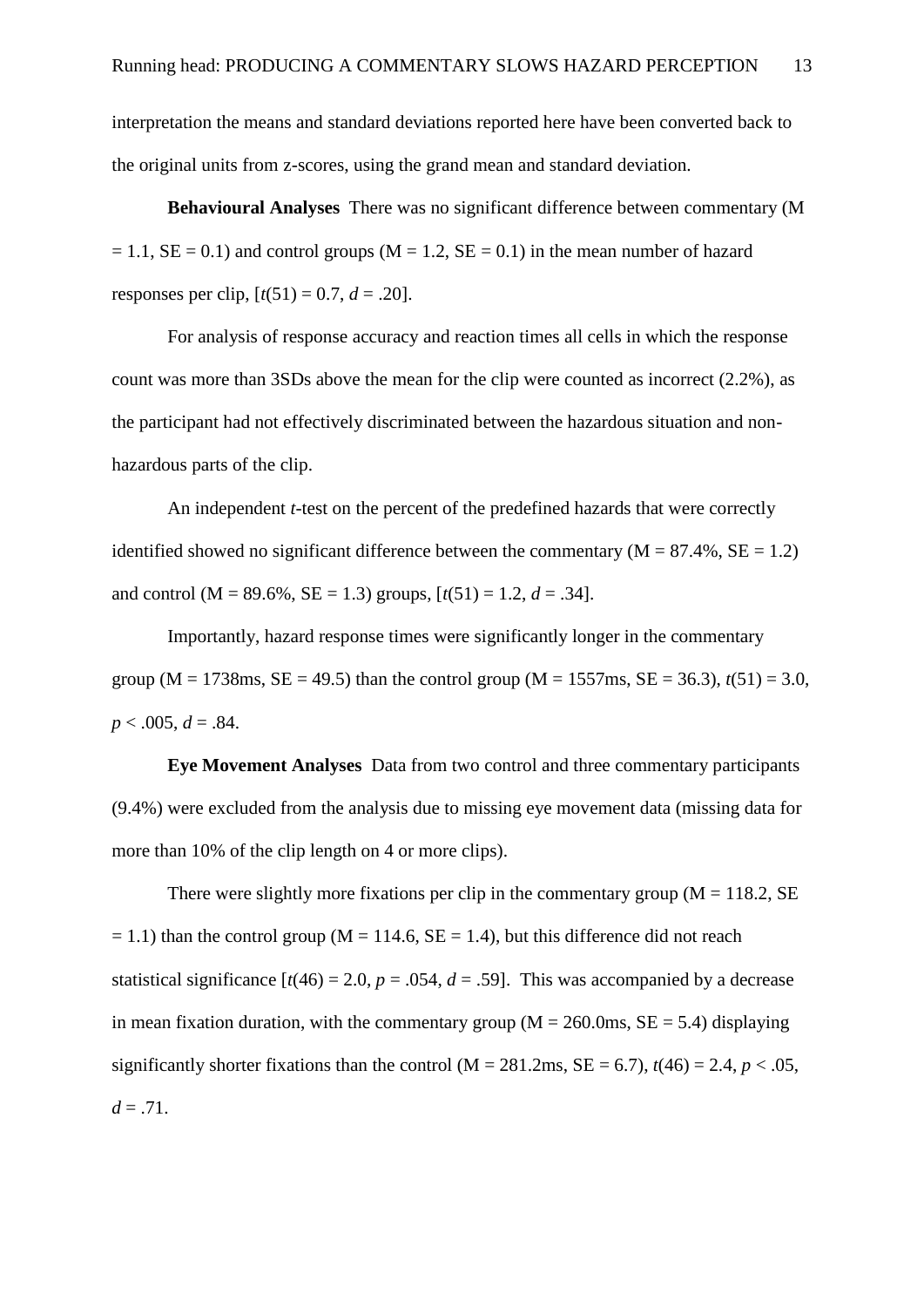interpretation the means and standard deviations reported here have been converted back to the original units from z-scores, using the grand mean and standard deviation.

**Behavioural Analyses** There was no significant difference between commentary (M = 1.1, SE = 0.1) and control groups (M = 1.2, SE = 0.1) in the mean number of hazard responses per clip, [$t(51) = 0.7$, $d = .20$].

For analysis of response accuracy and reaction times all cells in which the response count was more than 3SDs above the mean for the clip were counted as incorrect (2.2%), as the participant had not effectively discriminated between the hazardous situation and non-hazardous parts of the clip.

An independent *t*-test on the percent of the predefined hazards that were correctly identified showed no significant difference between the commentary (M = 87.4%, SE = 1.2) and control (M = 89.6%, SE = 1.3) groups, [$t(51) = 1.2$, $d = .34$].

Importantly, hazard response times were significantly longer in the commentary group (M = 1738ms, SE = 49.5) than the control group (M = 1557ms, SE = 36.3), $t(51) = 3.0$, $p < .005$, $d = .84$.

**Eye Movement Analyses** Data from two control and three commentary participants (9.4%) were excluded from the analysis due to missing eye movement data (missing data for more than 10% of the clip length on 4 or more clips).

There were slightly more fixations per clip in the commentary group (M = 118.2, SE = 1.1) than the control group (M = 114.6, SE = 1.4), but this difference did not reach statistical significance [$t(46) = 2.0$, $p = .054$, $d = .59$]. This was accompanied by a decrease in mean fixation duration, with the commentary group (M = 260.0ms, SE = 5.4) displaying significantly shorter fixations than the control (M = 281.2ms, SE = 6.7), $t(46) = 2.4$, $p < .05$, $d = .71$.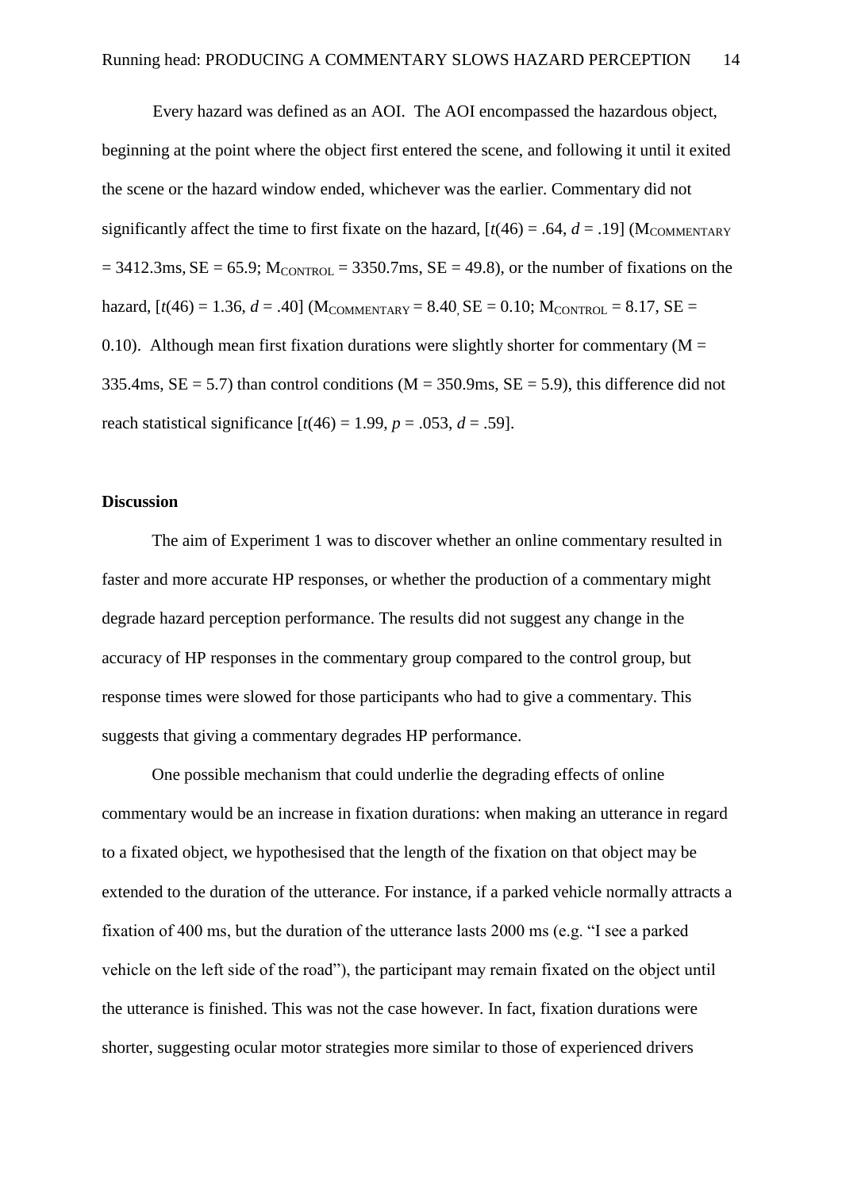Every hazard was defined as an AOI. The AOI encompassed the hazardous object, beginning at the point where the object first entered the scene, and following it until it exited the scene or the hazard window ended, whichever was the earlier. Commentary did not significantly affect the time to first fixate on the hazard, [$t(46) = .64$, $d = .19$] ($M_{COMMENTARY} = 3412.3$ms, SE = 65.9; $M_{CONTROL} = 3350.7$ms, SE = 49.8), or the number of fixations on the hazard, [$t(46) = 1.36$, $d = .40$] ($M_{COMMENTARY} = 8.40$, SE = 0.10; $M_{CONTROL} = 8.17$, SE = 0.10). Although mean first fixation durations were slightly shorter for commentary (M = 335.4ms, SE = 5.7) than control conditions (M = 350.9ms, SE = 5.9), this difference did not reach statistical significance [$t(46) = 1.99$, $p = .053$, $d = .59$].

### Discussion

The aim of Experiment 1 was to discover whether an online commentary resulted in faster and more accurate HP responses, or whether the production of a commentary might degrade hazard perception performance. The results did not suggest any change in the accuracy of HP responses in the commentary group compared to the control group, but response times were slowed for those participants who had to give a commentary. This suggests that giving a commentary degrades HP performance.

One possible mechanism that could underlie the degrading effects of online commentary would be an increase in fixation durations: when making an utterance in regard to a fixated object, we hypothesised that the length of the fixation on that object may be extended to the duration of the utterance. For instance, if a parked vehicle normally attracts a fixation of 400 ms, but the duration of the utterance lasts 2000 ms (e.g. "I see a parked vehicle on the left side of the road"), the participant may remain fixated on the object until the utterance is finished. This was not the case however. In fact, fixation durations were shorter, suggesting ocular motor strategies more similar to those of experienced drivers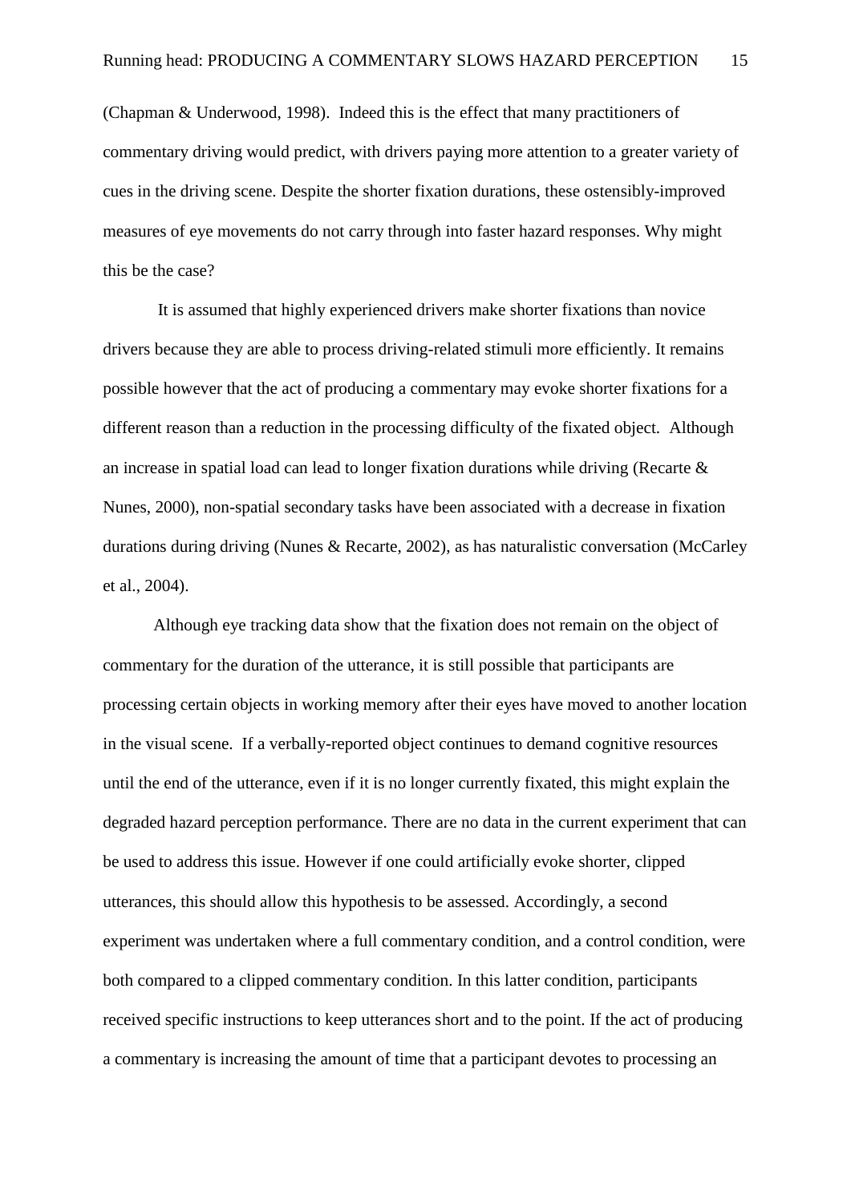(Chapman & Underwood, 1998). Indeed this is the effect that many practitioners of commentary driving would predict, with drivers paying more attention to a greater variety of cues in the driving scene. Despite the shorter fixation durations, these ostensibly-improved measures of eye movements do not carry through into faster hazard responses. Why might this be the case?

It is assumed that highly experienced drivers make shorter fixations than novice drivers because they are able to process driving-related stimuli more efficiently. It remains possible however that the act of producing a commentary may evoke shorter fixations for a different reason than a reduction in the processing difficulty of the fixated object. Although an increase in spatial load can lead to longer fixation durations while driving (Recarte & Nunes, 2000), non-spatial secondary tasks have been associated with a decrease in fixation durations during driving (Nunes & Recarte, 2002), as has naturalistic conversation (McCarley et al., 2004).

Although eye tracking data show that the fixation does not remain on the object of commentary for the duration of the utterance, it is still possible that participants are processing certain objects in working memory after their eyes have moved to another location in the visual scene. If a verbally-reported object continues to demand cognitive resources until the end of the utterance, even if it is no longer currently fixated, this might explain the degraded hazard perception performance. There are no data in the current experiment that can be used to address this issue. However if one could artificially evoke shorter, clipped utterances, this should allow this hypothesis to be assessed. Accordingly, a second experiment was undertaken where a full commentary condition, and a control condition, were both compared to a clipped commentary condition. In this latter condition, participants received specific instructions to keep utterances short and to the point. If the act of producing a commentary is increasing the amount of time that a participant devotes to processing an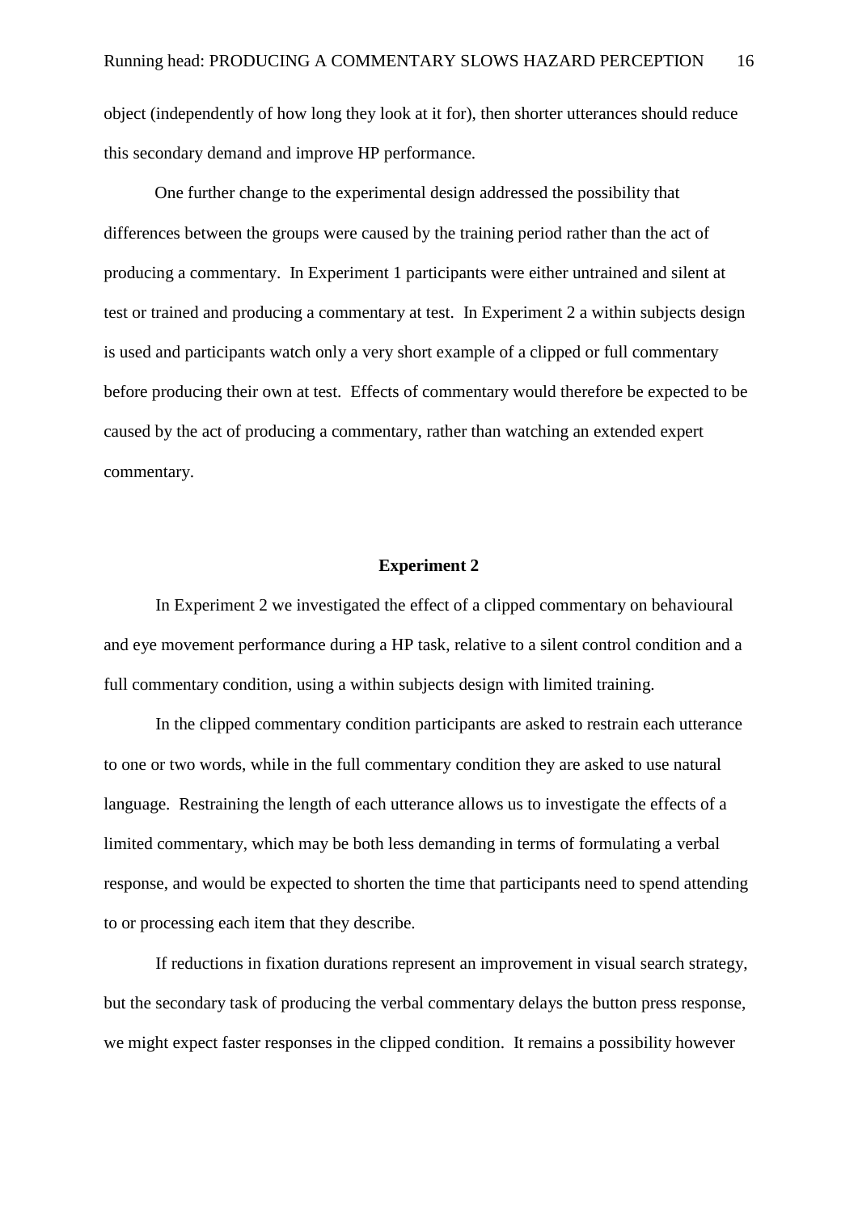object (independently of how long they look at it for), then shorter utterances should reduce this secondary demand and improve HP performance.

One further change to the experimental design addressed the possibility that differences between the groups were caused by the training period rather than the act of producing a commentary. In Experiment 1 participants were either untrained and silent at test or trained and producing a commentary at test. In Experiment 2 a within subjects design is used and participants watch only a very short example of a clipped or full commentary before producing their own at test. Effects of commentary would therefore be expected to be caused by the act of producing a commentary, rather than watching an extended expert commentary.

## Experiment 2

In Experiment 2 we investigated the effect of a clipped commentary on behavioural and eye movement performance during a HP task, relative to a silent control condition and a full commentary condition, using a within subjects design with limited training.

In the clipped commentary condition participants are asked to restrain each utterance to one or two words, while in the full commentary condition they are asked to use natural language. Restraining the length of each utterance allows us to investigate the effects of a limited commentary, which may be both less demanding in terms of formulating a verbal response, and would be expected to shorten the time that participants need to spend attending to or processing each item that they describe.

If reductions in fixation durations represent an improvement in visual search strategy, but the secondary task of producing the verbal commentary delays the button press response, we might expect faster responses in the clipped condition. It remains a possibility however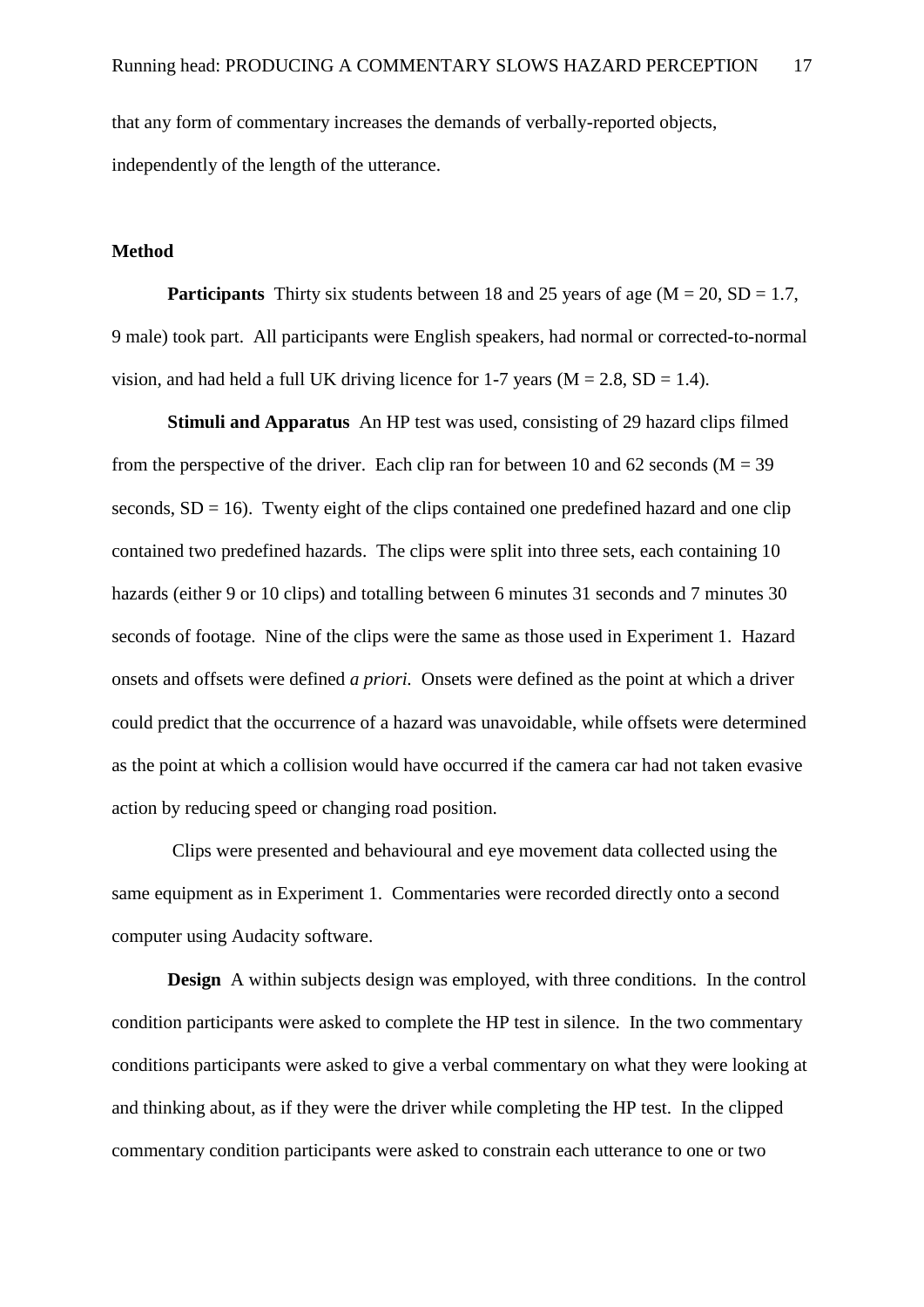that any form of commentary increases the demands of verbally-reported objects, independently of the length of the utterance.

**Method**

**Participants** Thirty six students between 18 and 25 years of age (M = 20, SD = 1.7, 9 male) took part. All participants were English speakers, had normal or corrected-to-normal vision, and had held a full UK driving licence for 1-7 years (M = 2.8, SD = 1.4).

**Stimuli and Apparatus** An HP test was used, consisting of 29 hazard clips filmed from the perspective of the driver. Each clip ran for between 10 and 62 seconds (M = 39 seconds, SD = 16). Twenty eight of the clips contained one predefined hazard and one clip contained two predefined hazards. The clips were split into three sets, each containing 10 hazards (either 9 or 10 clips) and totalling between 6 minutes 31 seconds and 7 minutes 30 seconds of footage. Nine of the clips were the same as those used in Experiment 1. Hazard onsets and offsets were defined *a priori.* Onsets were defined as the point at which a driver could predict that the occurrence of a hazard was unavoidable, while offsets were determined as the point at which a collision would have occurred if the camera car had not taken evasive action by reducing speed or changing road position.

Clips were presented and behavioural and eye movement data collected using the same equipment as in Experiment 1. Commentaries were recorded directly onto a second computer using Audacity software.

**Design** A within subjects design was employed, with three conditions. In the control condition participants were asked to complete the HP test in silence. In the two commentary conditions participants were asked to give a verbal commentary on what they were looking at and thinking about, as if they were the driver while completing the HP test. In the clipped commentary condition participants were asked to constrain each utterance to one or two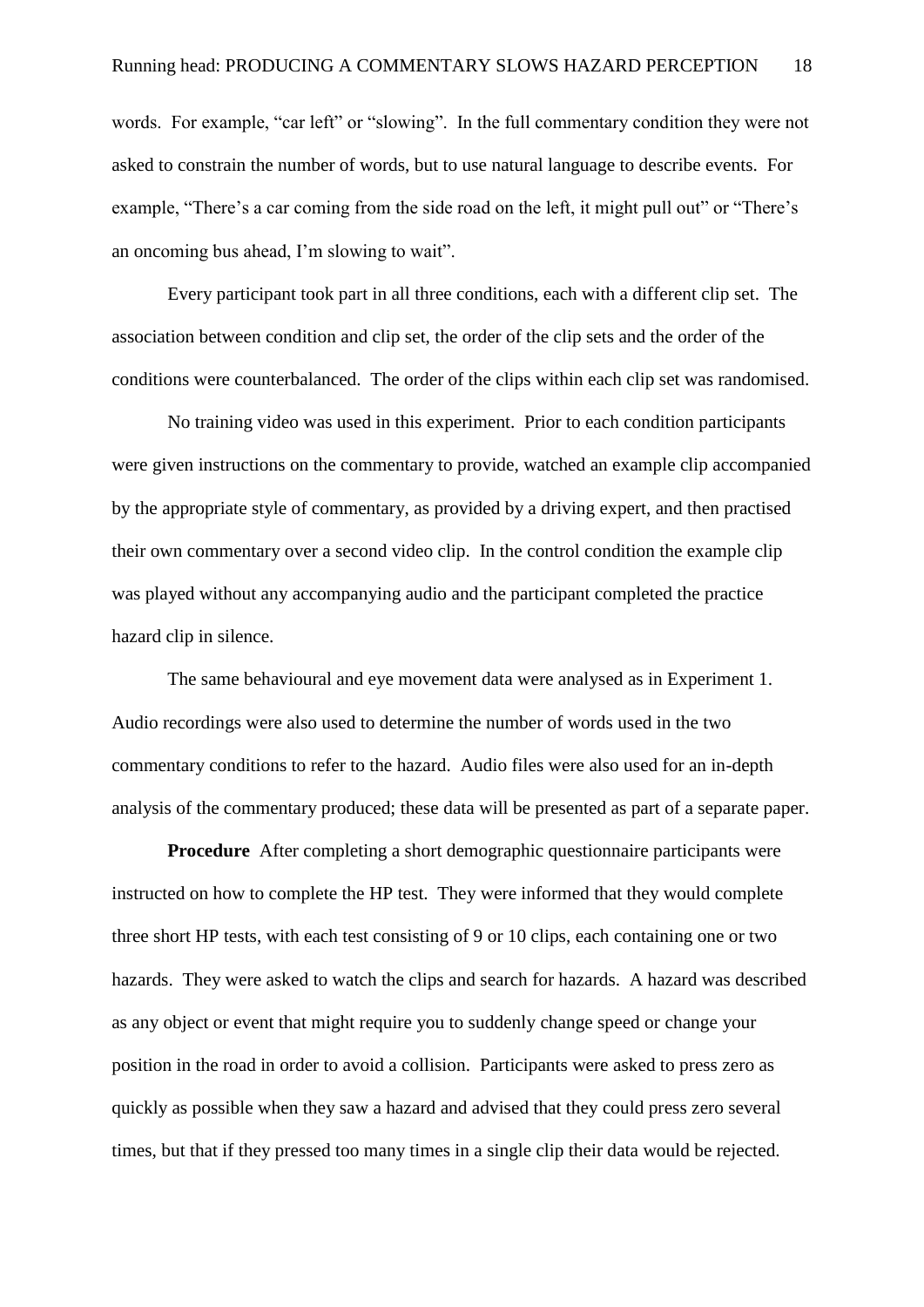words. For example, “car left” or “slowing”. In the full commentary condition they were not asked to constrain the number of words, but to use natural language to describe events. For example, “There’s a car coming from the side road on the left, it might pull out” or “There’s an oncoming bus ahead, I’m slowing to wait”.

Every participant took part in all three conditions, each with a different clip set. The association between condition and clip set, the order of the clip sets and the order of the conditions were counterbalanced. The order of the clips within each clip set was randomised.

No training video was used in this experiment. Prior to each condition participants were given instructions on the commentary to provide, watched an example clip accompanied by the appropriate style of commentary, as provided by a driving expert, and then practised their own commentary over a second video clip. In the control condition the example clip was played without any accompanying audio and the participant completed the practice hazard clip in silence.

The same behavioural and eye movement data were analysed as in Experiment 1. Audio recordings were also used to determine the number of words used in the two commentary conditions to refer to the hazard. Audio files were also used for an in-depth analysis of the commentary produced; these data will be presented as part of a separate paper.

**Procedure** After completing a short demographic questionnaire participants were instructed on how to complete the HP test. They were informed that they would complete three short HP tests, with each test consisting of 9 or 10 clips, each containing one or two hazards. They were asked to watch the clips and search for hazards. A hazard was described as any object or event that might require you to suddenly change speed or change your position in the road in order to avoid a collision. Participants were asked to press zero as quickly as possible when they saw a hazard and advised that they could press zero several times, but that if they pressed too many times in a single clip their data would be rejected.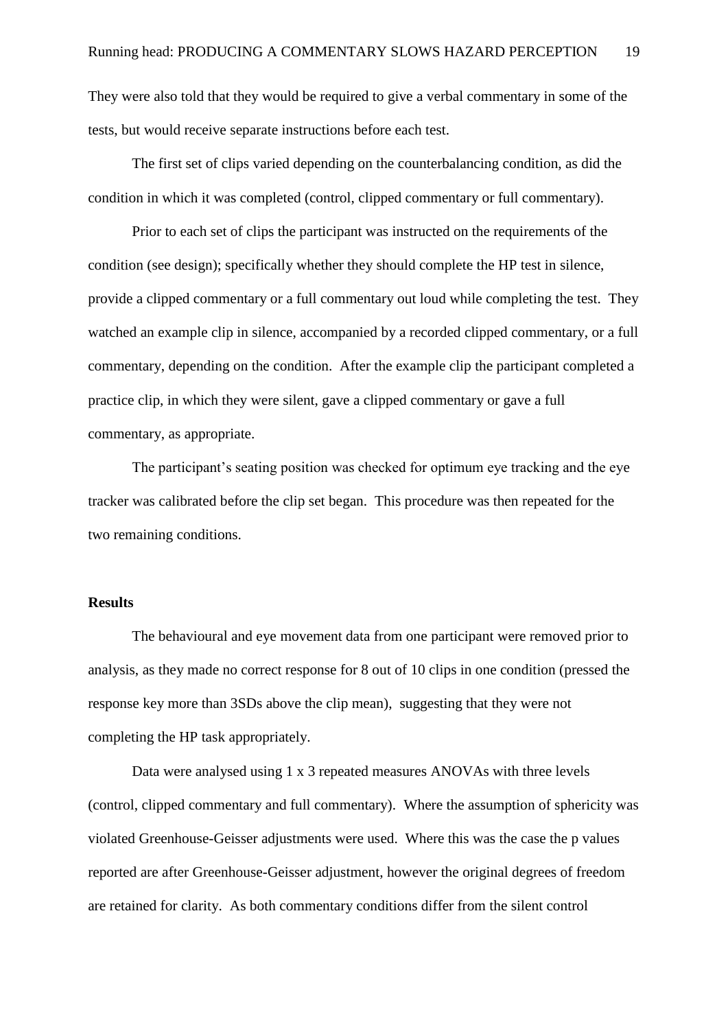They were also told that they would be required to give a verbal commentary in some of the tests, but would receive separate instructions before each test.

The first set of clips varied depending on the counterbalancing condition, as did the condition in which it was completed (control, clipped commentary or full commentary).

Prior to each set of clips the participant was instructed on the requirements of the condition (see design); specifically whether they should complete the HP test in silence, provide a clipped commentary or a full commentary out loud while completing the test. They watched an example clip in silence, accompanied by a recorded clipped commentary, or a full commentary, depending on the condition. After the example clip the participant completed a practice clip, in which they were silent, gave a clipped commentary or gave a full commentary, as appropriate.

The participant's seating position was checked for optimum eye tracking and the eye tracker was calibrated before the clip set began. This procedure was then repeated for the two remaining conditions.

## Results

The behavioural and eye movement data from one participant were removed prior to analysis, as they made no correct response for 8 out of 10 clips in one condition (pressed the response key more than 3SDs above the clip mean), suggesting that they were not completing the HP task appropriately.

Data were analysed using 1 x 3 repeated measures ANOVAs with three levels (control, clipped commentary and full commentary). Where the assumption of sphericity was violated Greenhouse-Geisser adjustments were used. Where this was the case the p values reported are after Greenhouse-Geisser adjustment, however the original degrees of freedom are retained for clarity. As both commentary conditions differ from the silent control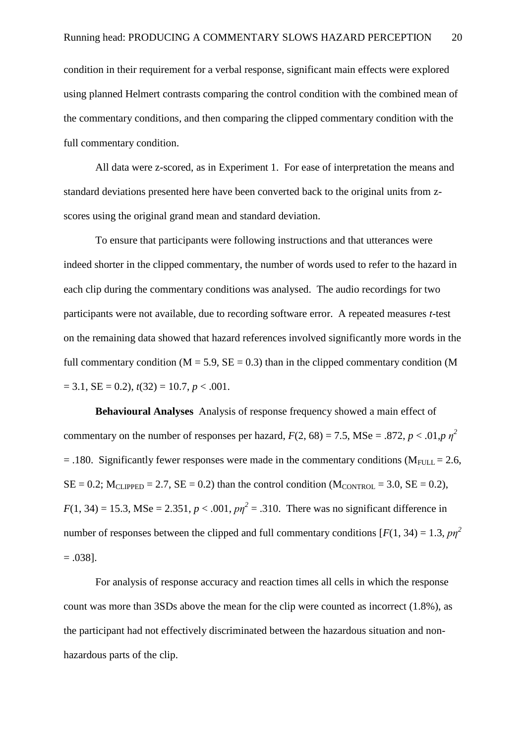condition in their requirement for a verbal response, significant main effects were explored using planned Helmert contrasts comparing the control condition with the combined mean of the commentary conditions, and then comparing the clipped commentary condition with the full commentary condition.

All data were z-scored, as in Experiment 1. For ease of interpretation the means and standard deviations presented here have been converted back to the original units from z-scores using the original grand mean and standard deviation.

To ensure that participants were following instructions and that utterances were indeed shorter in the clipped commentary, the number of words used to refer to the hazard in each clip during the commentary conditions was analysed. The audio recordings for two participants were not available, due to recording software error. A repeated measures *t*-test on the remaining data showed that hazard references involved significantly more words in the full commentary condition (M = 5.9, SE = 0.3) than in the clipped commentary condition (M = 3.1, SE = 0.2), $t(32) = 10.7$, $p < .001$.

**Behavioural Analyses** Analysis of response frequency showed a main effect of commentary on the number of responses per hazard, $F(2, 68) = 7.5$, MSe = .872, $p < .01$, $p\eta^2 = .180$. Significantly fewer responses were made in the commentary conditions ($M_{FULL} = 2.6$, SE = 0.2; $M_{CLIPPED} = 2.7$, SE = 0.2) than the control condition ($M_{CONTROL} = 3.0$, SE = 0.2), $F(1, 34) = 15.3$, MSe = 2.351, $p < .001$, $p\eta^2 = .310$. There was no significant difference in number of responses between the clipped and full commentary conditions [$F(1, 34) = 1.3$, $p\eta^2 = .038$].

For analysis of response accuracy and reaction times all cells in which the response count was more than 3SDs above the mean for the clip were counted as incorrect (1.8%), as the participant had not effectively discriminated between the hazardous situation and non-hazardous parts of the clip.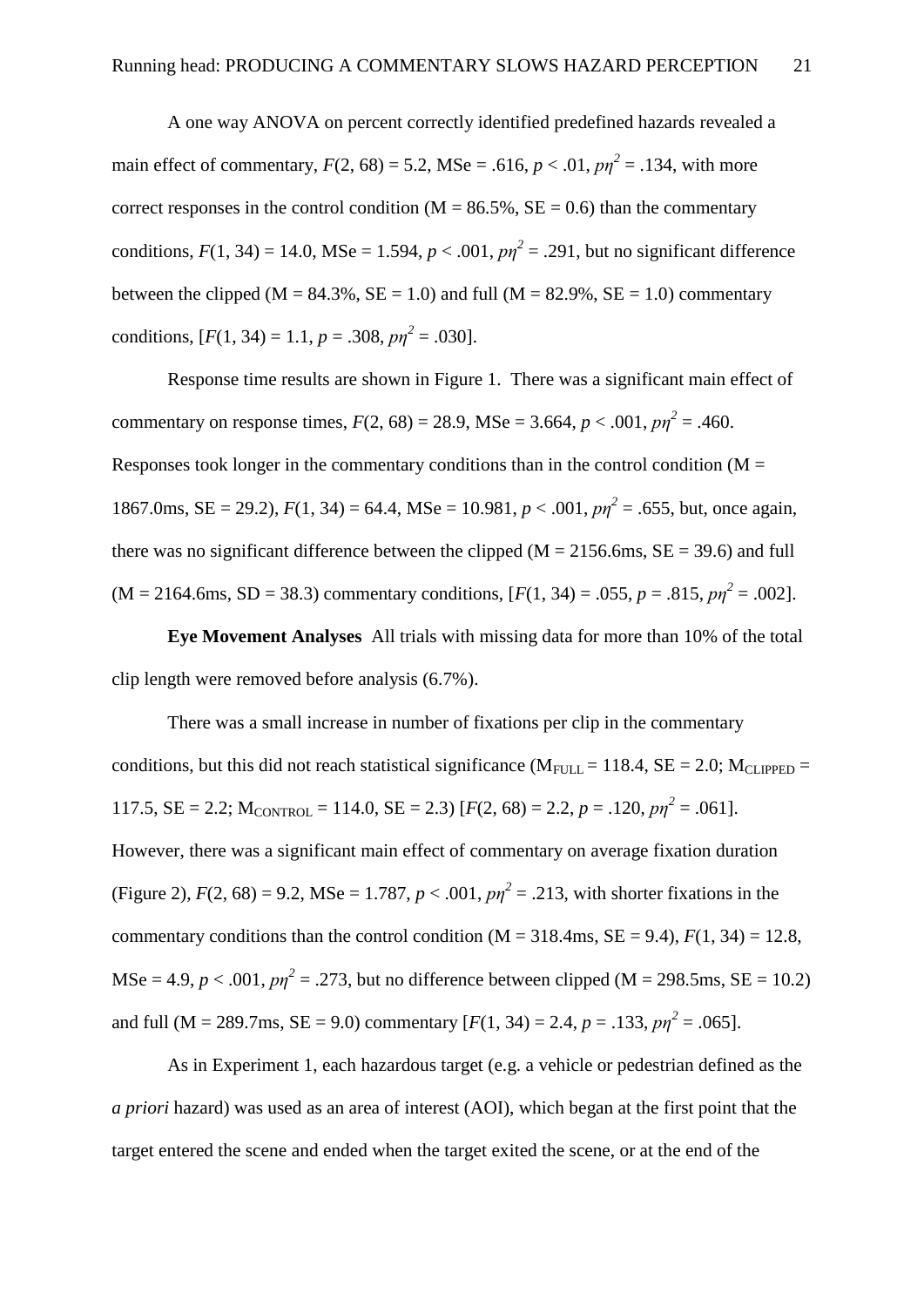A one way ANOVA on percent correctly identified predefined hazards revealed a main effect of commentary, $F(2, 68) = 5.2$, MSe = .616, $p < .01$, $p\eta^2 = .134$, with more correct responses in the control condition (M = 86.5%, SE = 0.6) than the commentary conditions, $F(1, 34) = 14.0$, MSe = 1.594, $p < .001$, $p\eta^2 = .291$, but no significant difference between the clipped (M = 84.3%, SE = 1.0) and full (M = 82.9%, SE = 1.0) commentary conditions, [$F(1, 34) = 1.1$, $p = .308$, $p\eta^2 = .030$].

Response time results are shown in Figure 1. There was a significant main effect of commentary on response times, $F(2, 68) = 28.9$, MSe = 3.664, $p < .001$, $p\eta^2 = .460$. Responses took longer in the commentary conditions than in the control condition (M = 1867.0ms, SE = 29.2), $F(1, 34) = 64.4$, MSe = 10.981, $p < .001$, $p\eta^2 = .655$, but, once again, there was no significant difference between the clipped (M = 2156.6ms, SE = 39.6) and full (M = 2164.6ms, SD = 38.3) commentary conditions, [$F(1, 34) = .055$, $p = .815$, $p\eta^2 = .002$].

**Eye Movement Analyses** All trials with missing data for more than 10% of the total clip length were removed before analysis (6.7%).

There was a small increase in number of fixations per clip in the commentary conditions, but this did not reach statistical significance ($M_{FULL} = 118.4$, SE = 2.0; $M_{CLIPPED} = 117.5$, SE = 2.2; $M_{CONTROL} = 114.0$, SE = 2.3) [$F(2, 68) = 2.2$, $p = .120$, $p\eta^2 = .061$]. However, there was a significant main effect of commentary on average fixation duration (Figure 2), $F(2, 68) = 9.2$, MSe = 1.787, $p < .001$, $p\eta^2 = .213$, with shorter fixations in the commentary conditions than the control condition (M = 318.4ms, SE = 9.4), $F(1, 34) = 12.8$, MSe = 4.9, $p < .001$, $p\eta^2 = .273$, but no difference between clipped (M = 298.5ms, SE = 10.2) and full (M = 289.7ms, SE = 9.0) commentary [$F(1, 34) = 2.4$, $p = .133$, $p\eta^2 = .065$].

As in Experiment 1, each hazardous target (e.g. a vehicle or pedestrian defined as the *a priori* hazard) was used as an area of interest (AOI), which began at the first point that the target entered the scene and ended when the target exited the scene, or at the end of the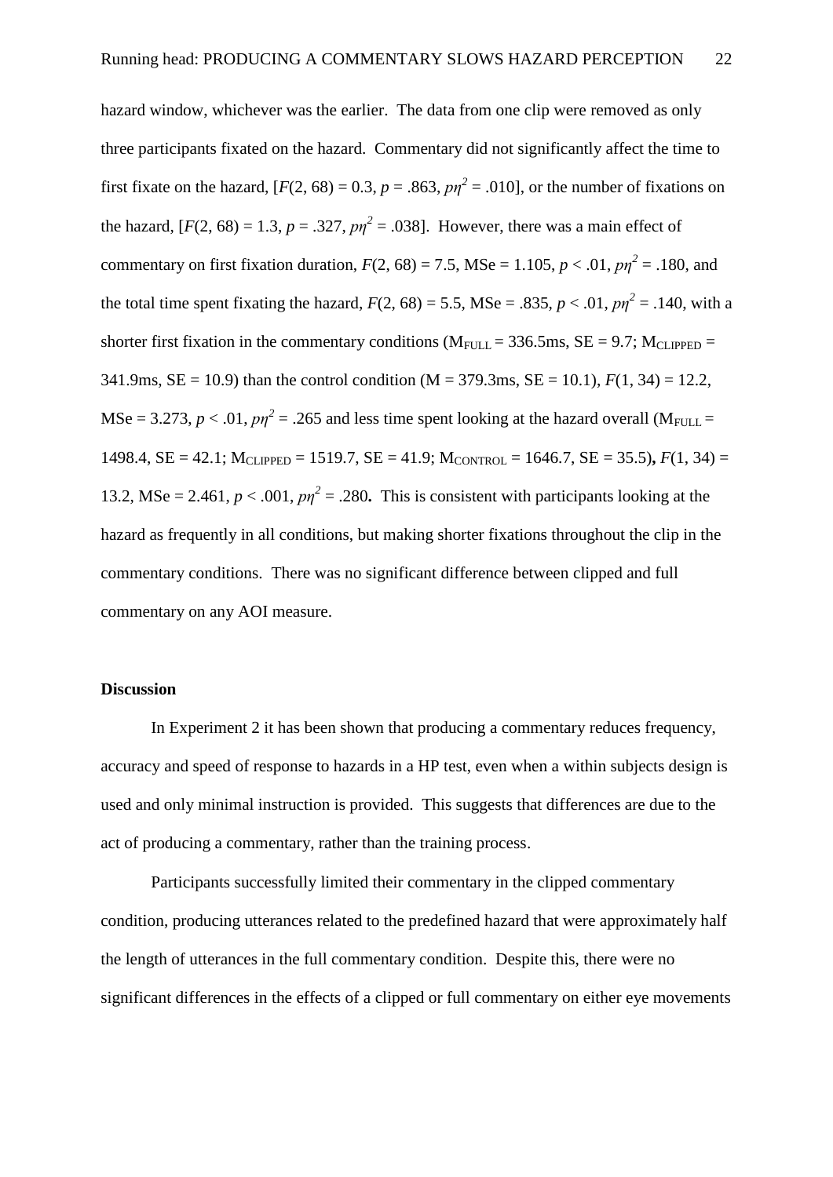hazard window, whichever was the earlier. The data from one clip were removed as only three participants fixated on the hazard. Commentary did not significantly affect the time to first fixate on the hazard, [$F(2, 68) = 0.3$, $p = .863$, $p\eta^2 = .010$], or the number of fixations on the hazard, [$F(2, 68) = 1.3$, $p = .327$, $p\eta^2 = .038$]. However, there was a main effect of commentary on first fixation duration, $F(2, 68) = 7.5$, MSe = 1.105, $p < .01$, $p\eta^2 = .180$, and the total time spent fixating the hazard, $F(2, 68) = 5.5$, MSe = .835, $p < .01$, $p\eta^2 = .140$, with a shorter first fixation in the commentary conditions ($M_{FULL} = 336.5$ms, SE = 9.7; $M_{CLIPPED} =$ 341.9ms, SE = 10.9) than the control condition (M = 379.3ms, SE = 10.1), $F(1, 34) = 12.2$, MSe = 3.273, $p < .01$, $p\eta^2 = .265$ and less time spent looking at the hazard overall ($M_{FULL} =$ 1498.4, SE = 42.1; $M_{CLIPPED} = 1519.7$, SE = 41.9; $M_{CONTROL} = 1646.7$, SE = 35.5)**,** $F(1, 34) =$ 13.2, MSe = 2.461, $p < .001$, $p\eta^2 = .280$**.** This is consistent with participants looking at the hazard as frequently in all conditions, but making shorter fixations throughout the clip in the commentary conditions. There was no significant difference between clipped and full commentary on any AOI measure.

**Discussion**

In Experiment 2 it has been shown that producing a commentary reduces frequency, accuracy and speed of response to hazards in a HP test, even when a within subjects design is used and only minimal instruction is provided. This suggests that differences are due to the act of producing a commentary, rather than the training process.

Participants successfully limited their commentary in the clipped commentary condition, producing utterances related to the predefined hazard that were approximately half the length of utterances in the full commentary condition. Despite this, there were no significant differences in the effects of a clipped or full commentary on either eye movements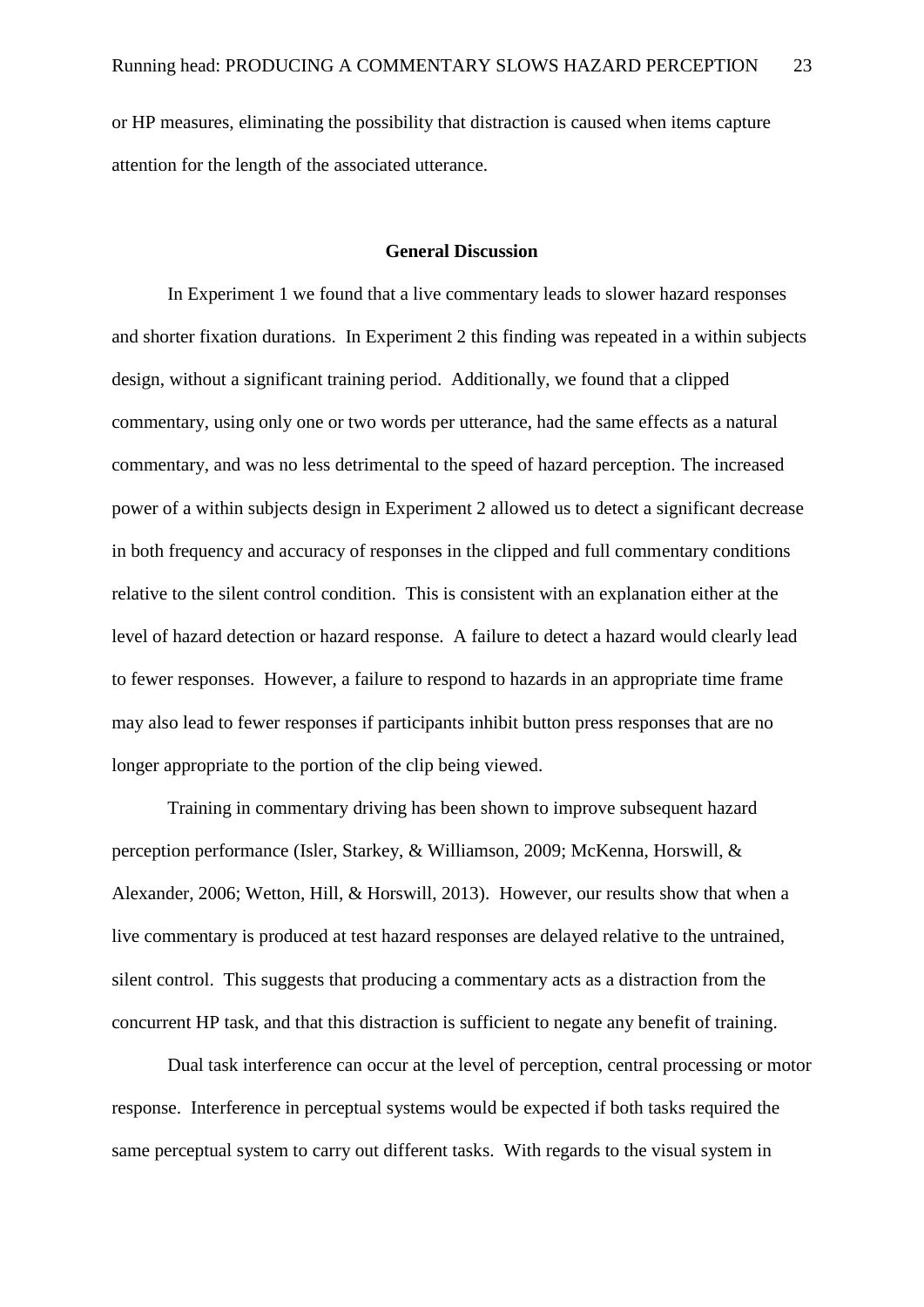or HP measures, eliminating the possibility that distraction is caused when items capture attention for the length of the associated utterance.

## General Discussion

In Experiment 1 we found that a live commentary leads to slower hazard responses and shorter fixation durations. In Experiment 2 this finding was repeated in a within subjects design, without a significant training period. Additionally, we found that a clipped commentary, using only one or two words per utterance, had the same effects as a natural commentary, and was no less detrimental to the speed of hazard perception. The increased power of a within subjects design in Experiment 2 allowed us to detect a significant decrease in both frequency and accuracy of responses in the clipped and full commentary conditions relative to the silent control condition. This is consistent with an explanation either at the level of hazard detection or hazard response. A failure to detect a hazard would clearly lead to fewer responses. However, a failure to respond to hazards in an appropriate time frame may also lead to fewer responses if participants inhibit button press responses that are no longer appropriate to the portion of the clip being viewed.

Training in commentary driving has been shown to improve subsequent hazard perception performance (Isler, Starkey, & Williamson, 2009; McKenna, Horswill, & Alexander, 2006; Wetton, Hill, & Horswill, 2013). However, our results show that when a live commentary is produced at test hazard responses are delayed relative to the untrained, silent control. This suggests that producing a commentary acts as a distraction from the concurrent HP task, and that this distraction is sufficient to negate any benefit of training.

Dual task interference can occur at the level of perception, central processing or motor response. Interference in perceptual systems would be expected if both tasks required the same perceptual system to carry out different tasks. With regards to the visual system in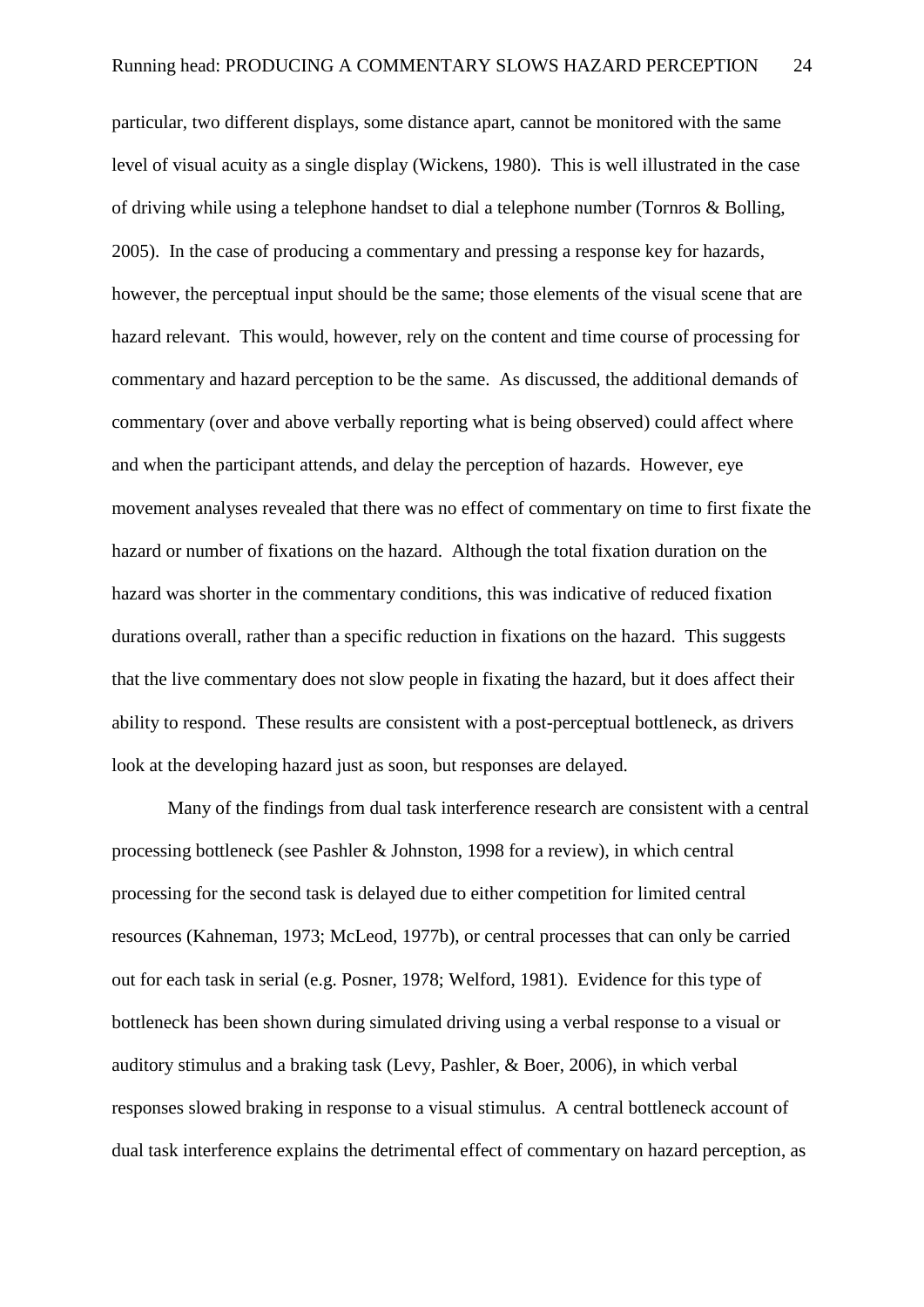particular, two different displays, some distance apart, cannot be monitored with the same level of visual acuity as a single display (Wickens, 1980). This is well illustrated in the case of driving while using a telephone handset to dial a telephone number (Tornros & Bolling, 2005). In the case of producing a commentary and pressing a response key for hazards, however, the perceptual input should be the same; those elements of the visual scene that are hazard relevant. This would, however, rely on the content and time course of processing for commentary and hazard perception to be the same. As discussed, the additional demands of commentary (over and above verbally reporting what is being observed) could affect where and when the participant attends, and delay the perception of hazards. However, eye movement analyses revealed that there was no effect of commentary on time to first fixate the hazard or number of fixations on the hazard. Although the total fixation duration on the hazard was shorter in the commentary conditions, this was indicative of reduced fixation durations overall, rather than a specific reduction in fixations on the hazard. This suggests that the live commentary does not slow people in fixating the hazard, but it does affect their ability to respond. These results are consistent with a post-perceptual bottleneck, as drivers look at the developing hazard just as soon, but responses are delayed.

Many of the findings from dual task interference research are consistent with a central processing bottleneck (see Pashler & Johnston, 1998 for a review), in which central processing for the second task is delayed due to either competition for limited central resources (Kahneman, 1973; McLeod, 1977b), or central processes that can only be carried out for each task in serial (e.g. Posner, 1978; Welford, 1981). Evidence for this type of bottleneck has been shown during simulated driving using a verbal response to a visual or auditory stimulus and a braking task (Levy, Pashler, & Boer, 2006), in which verbal responses slowed braking in response to a visual stimulus. A central bottleneck account of dual task interference explains the detrimental effect of commentary on hazard perception, as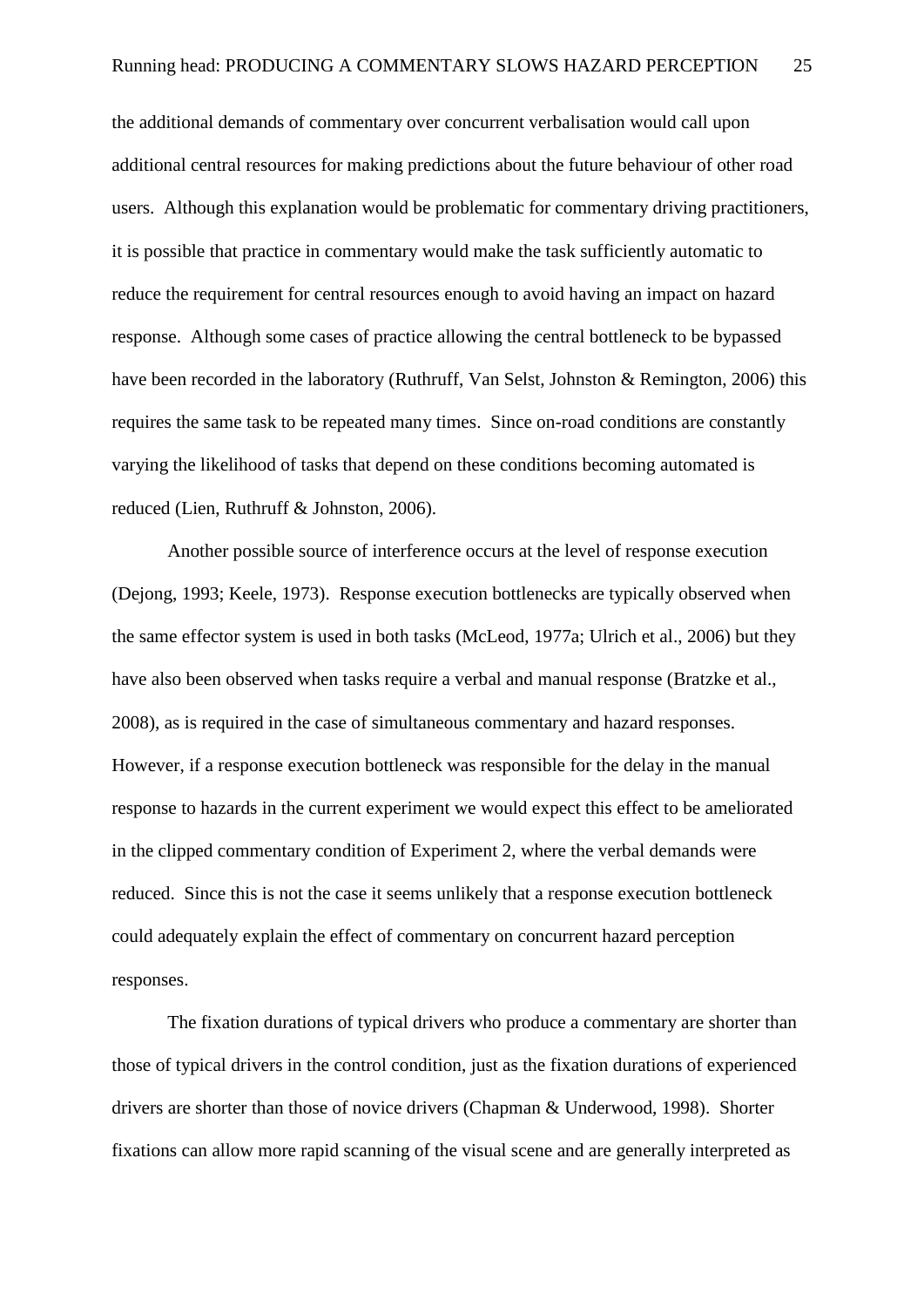the additional demands of commentary over concurrent verbalisation would call upon additional central resources for making predictions about the future behaviour of other road users. Although this explanation would be problematic for commentary driving practitioners, it is possible that practice in commentary would make the task sufficiently automatic to reduce the requirement for central resources enough to avoid having an impact on hazard response. Although some cases of practice allowing the central bottleneck to be bypassed have been recorded in the laboratory (Ruthruff, Van Selst, Johnston & Remington, 2006) this requires the same task to be repeated many times. Since on-road conditions are constantly varying the likelihood of tasks that depend on these conditions becoming automated is reduced (Lien, Ruthruff & Johnston, 2006).

Another possible source of interference occurs at the level of response execution (Dejong, 1993; Keele, 1973). Response execution bottlenecks are typically observed when the same effector system is used in both tasks (McLeod, 1977a; Ulrich et al., 2006) but they have also been observed when tasks require a verbal and manual response (Bratzke et al., 2008), as is required in the case of simultaneous commentary and hazard responses. However, if a response execution bottleneck was responsible for the delay in the manual response to hazards in the current experiment we would expect this effect to be ameliorated in the clipped commentary condition of Experiment 2, where the verbal demands were reduced. Since this is not the case it seems unlikely that a response execution bottleneck could adequately explain the effect of commentary on concurrent hazard perception responses.

The fixation durations of typical drivers who produce a commentary are shorter than those of typical drivers in the control condition, just as the fixation durations of experienced drivers are shorter than those of novice drivers (Chapman & Underwood, 1998). Shorter fixations can allow more rapid scanning of the visual scene and are generally interpreted as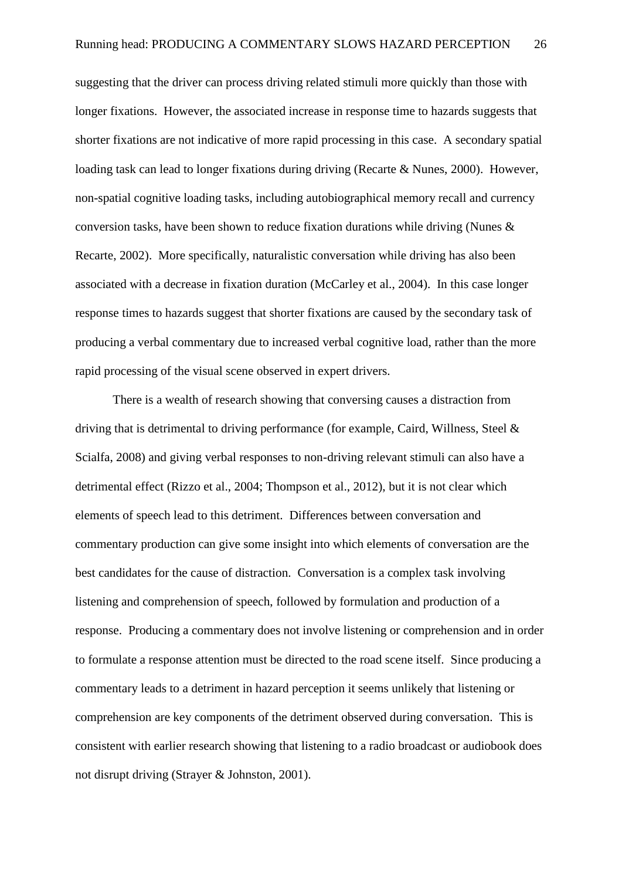suggesting that the driver can process driving related stimuli more quickly than those with longer fixations. However, the associated increase in response time to hazards suggests that shorter fixations are not indicative of more rapid processing in this case. A secondary spatial loading task can lead to longer fixations during driving (Recarte & Nunes, 2000). However, non-spatial cognitive loading tasks, including autobiographical memory recall and currency conversion tasks, have been shown to reduce fixation durations while driving (Nunes & Recarte, 2002). More specifically, naturalistic conversation while driving has also been associated with a decrease in fixation duration (McCarley et al., 2004). In this case longer response times to hazards suggest that shorter fixations are caused by the secondary task of producing a verbal commentary due to increased verbal cognitive load, rather than the more rapid processing of the visual scene observed in expert drivers.

There is a wealth of research showing that conversing causes a distraction from driving that is detrimental to driving performance (for example, Caird, Willness, Steel & Scialfa, 2008) and giving verbal responses to non-driving relevant stimuli can also have a detrimental effect (Rizzo et al., 2004; Thompson et al., 2012), but it is not clear which elements of speech lead to this detriment. Differences between conversation and commentary production can give some insight into which elements of conversation are the best candidates for the cause of distraction. Conversation is a complex task involving listening and comprehension of speech, followed by formulation and production of a response. Producing a commentary does not involve listening or comprehension and in order to formulate a response attention must be directed to the road scene itself. Since producing a commentary leads to a detriment in hazard perception it seems unlikely that listening or comprehension are key components of the detriment observed during conversation. This is consistent with earlier research showing that listening to a radio broadcast or audiobook does not disrupt driving (Strayer & Johnston, 2001).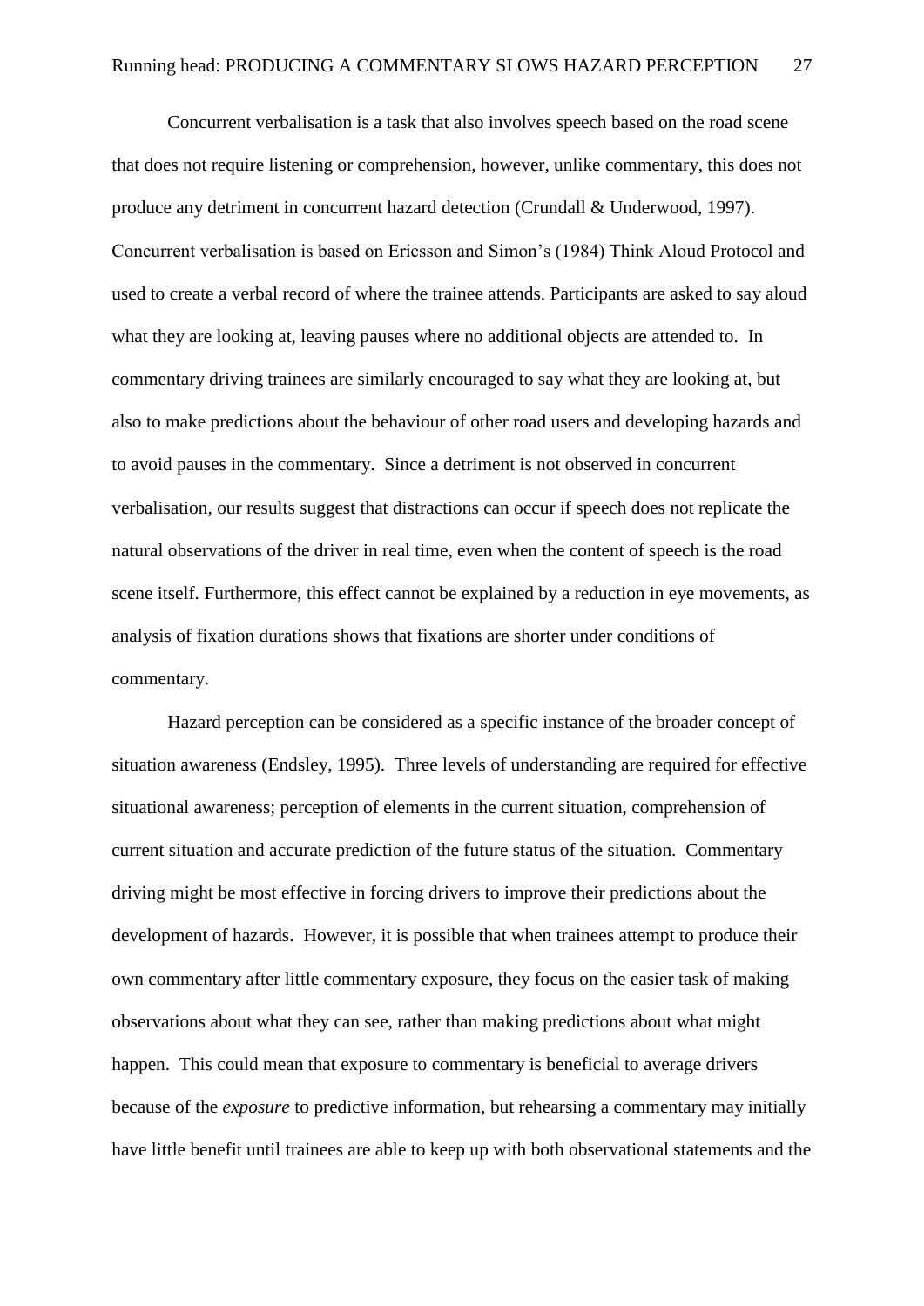Concurrent verbalisation is a task that also involves speech based on the road scene that does not require listening or comprehension, however, unlike commentary, this does not produce any detriment in concurrent hazard detection (Crundall & Underwood, 1997). Concurrent verbalisation is based on Ericsson and Simon's (1984) Think Aloud Protocol and used to create a verbal record of where the trainee attends. Participants are asked to say aloud what they are looking at, leaving pauses where no additional objects are attended to. In commentary driving trainees are similarly encouraged to say what they are looking at, but also to make predictions about the behaviour of other road users and developing hazards and to avoid pauses in the commentary. Since a detriment is not observed in concurrent verbalisation, our results suggest that distractions can occur if speech does not replicate the natural observations of the driver in real time, even when the content of speech is the road scene itself. Furthermore, this effect cannot be explained by a reduction in eye movements, as analysis of fixation durations shows that fixations are shorter under conditions of commentary.

Hazard perception can be considered as a specific instance of the broader concept of situation awareness (Endsley, 1995). Three levels of understanding are required for effective situational awareness; perception of elements in the current situation, comprehension of current situation and accurate prediction of the future status of the situation. Commentary driving might be most effective in forcing drivers to improve their predictions about the development of hazards. However, it is possible that when trainees attempt to produce their own commentary after little commentary exposure, they focus on the easier task of making observations about what they can see, rather than making predictions about what might happen. This could mean that exposure to commentary is beneficial to average drivers because of the *exposure* to predictive information, but rehearsing a commentary may initially have little benefit until trainees are able to keep up with both observational statements and the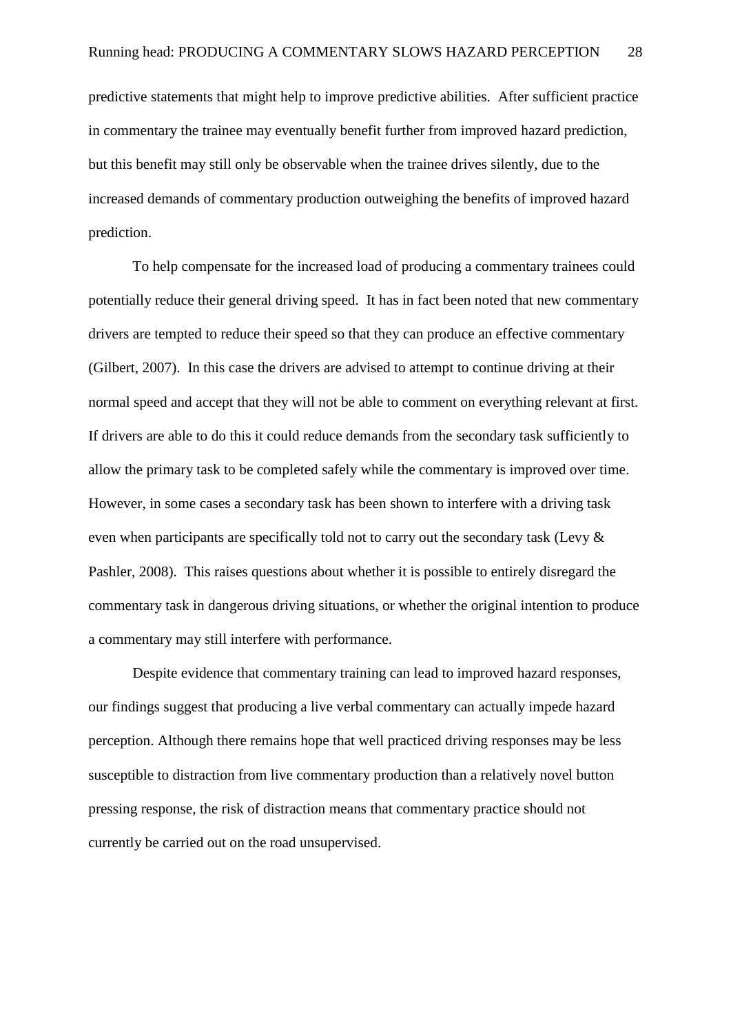predictive statements that might help to improve predictive abilities. After sufficient practice in commentary the trainee may eventually benefit further from improved hazard prediction, but this benefit may still only be observable when the trainee drives silently, due to the increased demands of commentary production outweighing the benefits of improved hazard prediction.

To help compensate for the increased load of producing a commentary trainees could potentially reduce their general driving speed. It has in fact been noted that new commentary drivers are tempted to reduce their speed so that they can produce an effective commentary (Gilbert, 2007). In this case the drivers are advised to attempt to continue driving at their normal speed and accept that they will not be able to comment on everything relevant at first. If drivers are able to do this it could reduce demands from the secondary task sufficiently to allow the primary task to be completed safely while the commentary is improved over time. However, in some cases a secondary task has been shown to interfere with a driving task even when participants are specifically told not to carry out the secondary task (Levy & Pashler, 2008). This raises questions about whether it is possible to entirely disregard the commentary task in dangerous driving situations, or whether the original intention to produce a commentary may still interfere with performance.

Despite evidence that commentary training can lead to improved hazard responses, our findings suggest that producing a live verbal commentary can actually impede hazard perception. Although there remains hope that well practiced driving responses may be less susceptible to distraction from live commentary production than a relatively novel button pressing response, the risk of distraction means that commentary practice should not currently be carried out on the road unsupervised.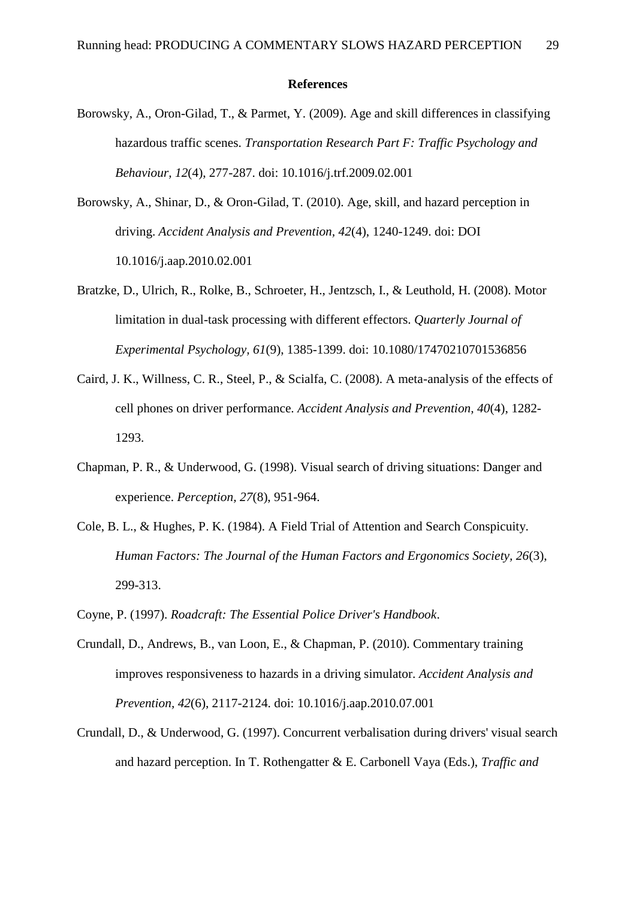**References**

Borowsky, A., Oron-Gilad, T., & Parmet, Y. (2009). Age and skill differences in classifying hazardous traffic scenes. *Transportation Research Part F: Traffic Psychology and Behaviour, 12*(4), 277-287. doi: 10.1016/j.trf.2009.02.001

Borowsky, A., Shinar, D., & Oron-Gilad, T. (2010). Age, skill, and hazard perception in driving. *Accident Analysis and Prevention, 42*(4), 1240-1249. doi: DOI 10.1016/j.aap.2010.02.001

Bratzke, D., Ulrich, R., Rolke, B., Schroeter, H., Jentzsch, I., & Leuthold, H. (2008). Motor limitation in dual-task processing with different effectors. *Quarterly Journal of Experimental Psychology, 61*(9), 1385-1399. doi: 10.1080/17470210701536856

Caird, J. K., Willness, C. R., Steel, P., & Scialfa, C. (2008). A meta-analysis of the effects of cell phones on driver performance. *Accident Analysis and Prevention, 40*(4), 1282-1293.

Chapman, P. R., & Underwood, G. (1998). Visual search of driving situations: Danger and experience. *Perception, 27*(8), 951-964.

Cole, B. L., & Hughes, P. K. (1984). A Field Trial of Attention and Search Conspicuity. *Human Factors: The Journal of the Human Factors and Ergonomics Society, 26*(3), 299-313.

Coyne, P. (1997). *Roadcraft: The Essential Police Driver's Handbook*.

Crundall, D., Andrews, B., van Loon, E., & Chapman, P. (2010). Commentary training improves responsiveness to hazards in a driving simulator. *Accident Analysis and Prevention, 42*(6), 2117-2124. doi: 10.1016/j.aap.2010.07.001

Crundall, D., & Underwood, G. (1997). Concurrent verbalisation during drivers' visual search and hazard perception. In T. Rothengatter & E. Carbonell Vaya (Eds.), *Traffic and*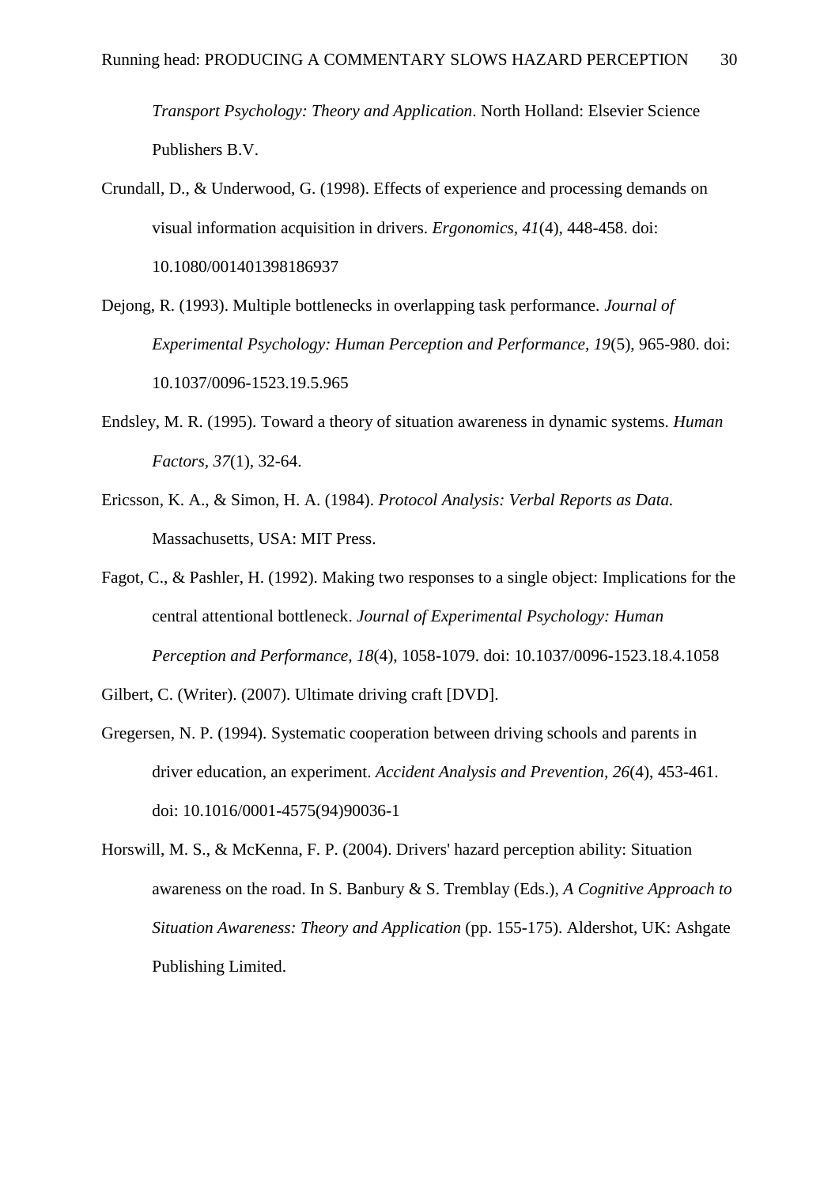*Transport Psychology: Theory and Application*. North Holland: Elsevier Science Publishers B.V.

Crundall, D., & Underwood, G. (1998). Effects of experience and processing demands on visual information acquisition in drivers. *Ergonomics, 41*(4), 448-458. doi: 10.1080/001401398186937

Dejong, R. (1993). Multiple bottlenecks in overlapping task performance. *Journal of Experimental Psychology: Human Perception and Performance, 19*(5), 965-980. doi: 10.1037/0096-1523.19.5.965

Endsley, M. R. (1995). Toward a theory of situation awareness in dynamic systems. *Human Factors, 37*(1), 32-64.

Ericsson, K. A., & Simon, H. A. (1984). *Protocol Analysis: Verbal Reports as Data.* Massachusetts, USA: MIT Press.

Fagot, C., & Pashler, H. (1992). Making two responses to a single object: Implications for the central attentional bottleneck. *Journal of Experimental Psychology: Human Perception and Performance, 18*(4), 1058-1079. doi: 10.1037/0096-1523.18.4.1058

Gilbert, C. (Writer). (2007). Ultimate driving craft [DVD].

Gregersen, N. P. (1994). Systematic cooperation between driving schools and parents in driver education, an experiment. *Accident Analysis and Prevention, 26*(4), 453-461. doi: 10.1016/0001-4575(94)90036-1

Horswill, M. S., & McKenna, F. P. (2004). Drivers' hazard perception ability: Situation awareness on the road. In S. Banbury & S. Tremblay (Eds.), *A Cognitive Approach to Situation Awareness: Theory and Application* (pp. 155-175). Aldershot, UK: Ashgate Publishing Limited.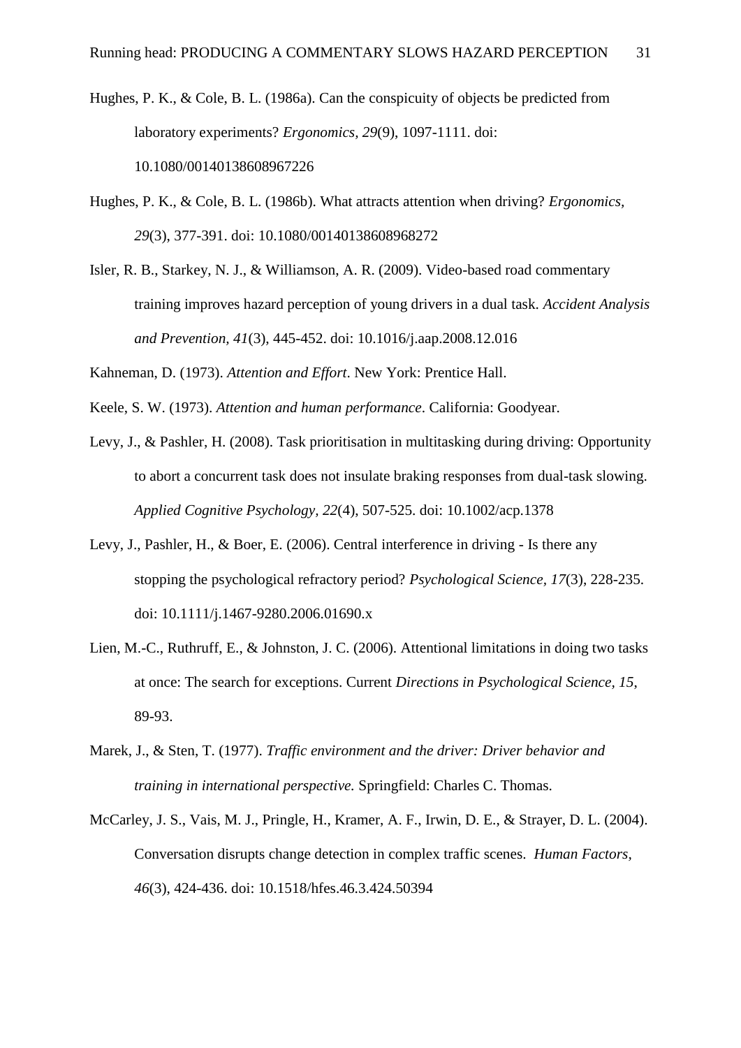Hughes, P. K., & Cole, B. L. (1986a). Can the conspicuity of objects be predicted from laboratory experiments? *Ergonomics, 29*(9), 1097-1111. doi: 10.1080/00140138608967226

Hughes, P. K., & Cole, B. L. (1986b). What attracts attention when driving? *Ergonomics, 29*(3), 377-391. doi: 10.1080/00140138608968272

Isler, R. B., Starkey, N. J., & Williamson, A. R. (2009). Video-based road commentary training improves hazard perception of young drivers in a dual task. *Accident Analysis and Prevention, 41*(3), 445-452. doi: 10.1016/j.aap.2008.12.016

Kahneman, D. (1973). *Attention and Effort*. New York: Prentice Hall.

Keele, S. W. (1973). *Attention and human performance*. California: Goodyear.

Levy, J., & Pashler, H. (2008). Task prioritisation in multitasking during driving: Opportunity to abort a concurrent task does not insulate braking responses from dual-task slowing. *Applied Cognitive Psychology, 22*(4), 507-525. doi: 10.1002/acp.1378

Levy, J., Pashler, H., & Boer, E. (2006). Central interference in driving - Is there any stopping the psychological refractory period? *Psychological Science, 17*(3), 228-235. doi: 10.1111/j.1467-9280.2006.01690.x

Lien, M.-C., Ruthruff, E., & Johnston, J. C. (2006). Attentional limitations in doing two tasks at once: The search for exceptions. Current *Directions in Psychological Science, 15*, 89-93.

Marek, J., & Sten, T. (1977). *Traffic environment and the driver: Driver behavior and training in international perspective.* Springfield: Charles C. Thomas.

McCarley, J. S., Vais, M. J., Pringle, H., Kramer, A. F., Irwin, D. E., & Strayer, D. L. (2004). Conversation disrupts change detection in complex traffic scenes. *Human Factors, 46*(3), 424-436. doi: 10.1518/hfes.46.3.424.50394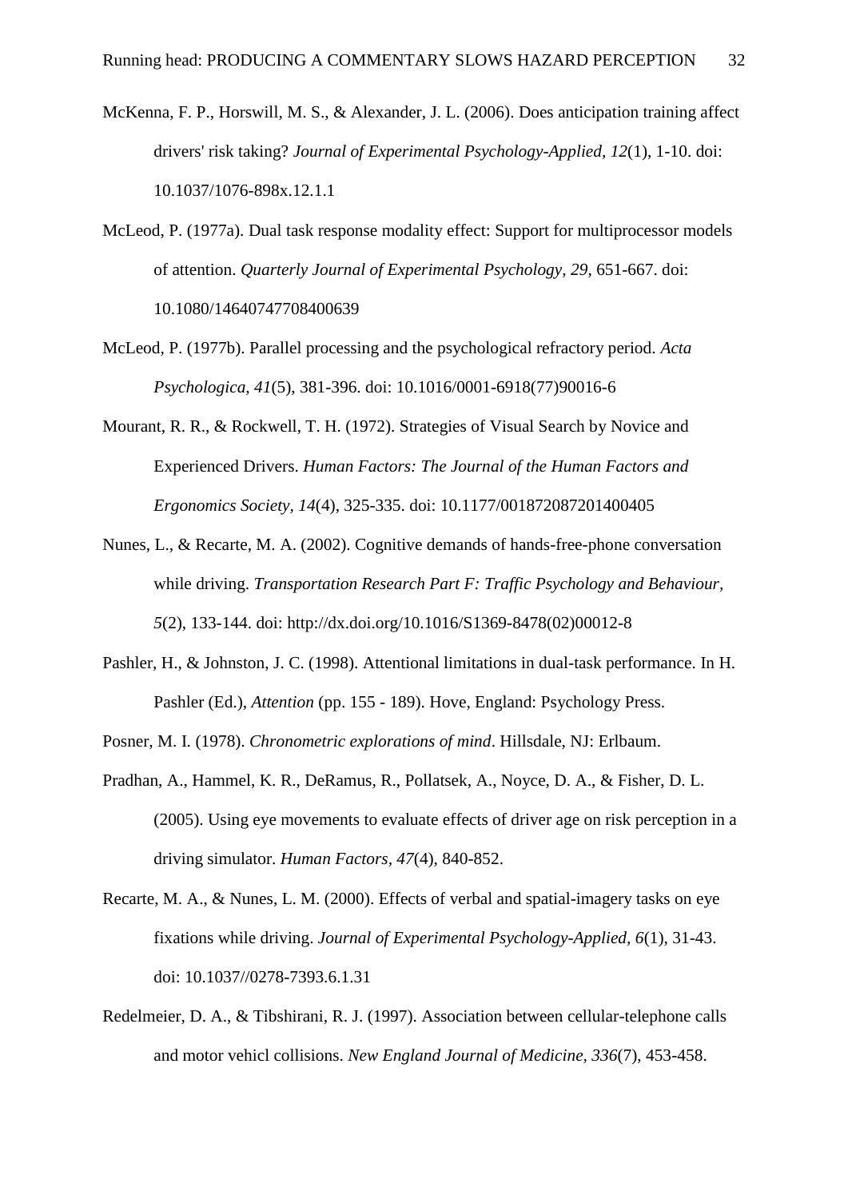McKenna, F. P., Horswill, M. S., & Alexander, J. L. (2006). Does anticipation training affect drivers' risk taking? *Journal of Experimental Psychology-Applied, 12*(1), 1-10. doi: 10.1037/1076-898x.12.1.1

McLeod, P. (1977a). Dual task response modality effect: Support for multiprocessor models of attention. *Quarterly Journal of Experimental Psychology, 29*, 651-667. doi: 10.1080/14640747708400639

McLeod, P. (1977b). Parallel processing and the psychological refractory period. *Acta Psychologica, 41*(5), 381-396. doi: 10.1016/0001-6918(77)90016-6

Mourant, R. R., & Rockwell, T. H. (1972). Strategies of Visual Search by Novice and Experienced Drivers. *Human Factors: The Journal of the Human Factors and Ergonomics Society, 14*(4), 325-335. doi: 10.1177/001872087201400405

Nunes, L., & Recarte, M. A. (2002). Cognitive demands of hands-free-phone conversation while driving. *Transportation Research Part F: Traffic Psychology and Behaviour, 5*(2), 133-144. doi: http://dx.doi.org/10.1016/S1369-8478(02)00012-8

Pashler, H., & Johnston, J. C. (1998). Attentional limitations in dual-task performance. In H. Pashler (Ed.), *Attention* (pp. 155 - 189). Hove, England: Psychology Press.

Posner, M. I. (1978). *Chronometric explorations of mind*. Hillsdale, NJ: Erlbaum.

Pradhan, A., Hammel, K. R., DeRamus, R., Pollatsek, A., Noyce, D. A., & Fisher, D. L. (2005). Using eye movements to evaluate effects of driver age on risk perception in a driving simulator. *Human Factors, 47*(4), 840-852.

Recarte, M. A., & Nunes, L. M. (2000). Effects of verbal and spatial-imagery tasks on eye fixations while driving. *Journal of Experimental Psychology-Applied, 6*(1), 31-43. doi: 10.1037//0278-7393.6.1.31

Redelmeier, D. A., & Tibshirani, R. J. (1997). Association between cellular-telephone calls and motor vehicl collisions. *New England Journal of Medicine, 336*(7), 453-458.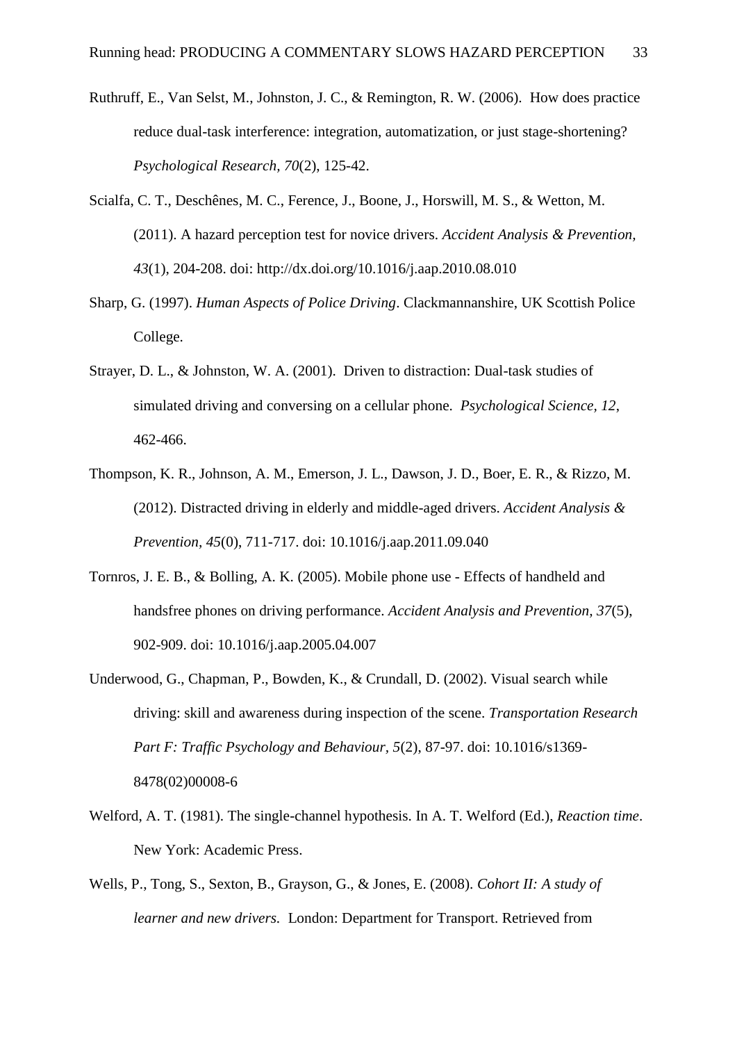Ruthruff, E., Van Selst, M., Johnston, J. C., & Remington, R. W. (2006). How does practice reduce dual-task interference: integration, automatization, or just stage-shortening? *Psychological Research, 70*(2), 125-42.

Scialfa, C. T., Deschênes, M. C., Ference, J., Boone, J., Horswill, M. S., & Wetton, M. (2011). A hazard perception test for novice drivers. *Accident Analysis & Prevention, 43*(1), 204-208. doi: http://dx.doi.org/10.1016/j.aap.2010.08.010

Sharp, G. (1997). *Human Aspects of Police Driving*. Clackmannanshire, UK Scottish Police College.

Strayer, D. L., & Johnston, W. A. (2001). Driven to distraction: Dual-task studies of simulated driving and conversing on a cellular phone. *Psychological Science, 12*, 462-466.

Thompson, K. R., Johnson, A. M., Emerson, J. L., Dawson, J. D., Boer, E. R., & Rizzo, M. (2012). Distracted driving in elderly and middle-aged drivers. *Accident Analysis & Prevention, 45*(0), 711-717. doi: 10.1016/j.aap.2011.09.040

Tornros, J. E. B., & Bolling, A. K. (2005). Mobile phone use - Effects of handheld and handsfree phones on driving performance. *Accident Analysis and Prevention, 37*(5), 902-909. doi: 10.1016/j.aap.2005.04.007

Underwood, G., Chapman, P., Bowden, K., & Crundall, D. (2002). Visual search while driving: skill and awareness during inspection of the scene. *Transportation Research Part F: Traffic Psychology and Behaviour, 5*(2), 87-97. doi: 10.1016/s1369-8478(02)00008-6

Welford, A. T. (1981). The single-channel hypothesis. In A. T. Welford (Ed.), *Reaction time*. New York: Academic Press.

Wells, P., Tong, S., Sexton, B., Grayson, G., & Jones, E. (2008). *Cohort II: A study of learner and new drivers.* London: Department for Transport. Retrieved from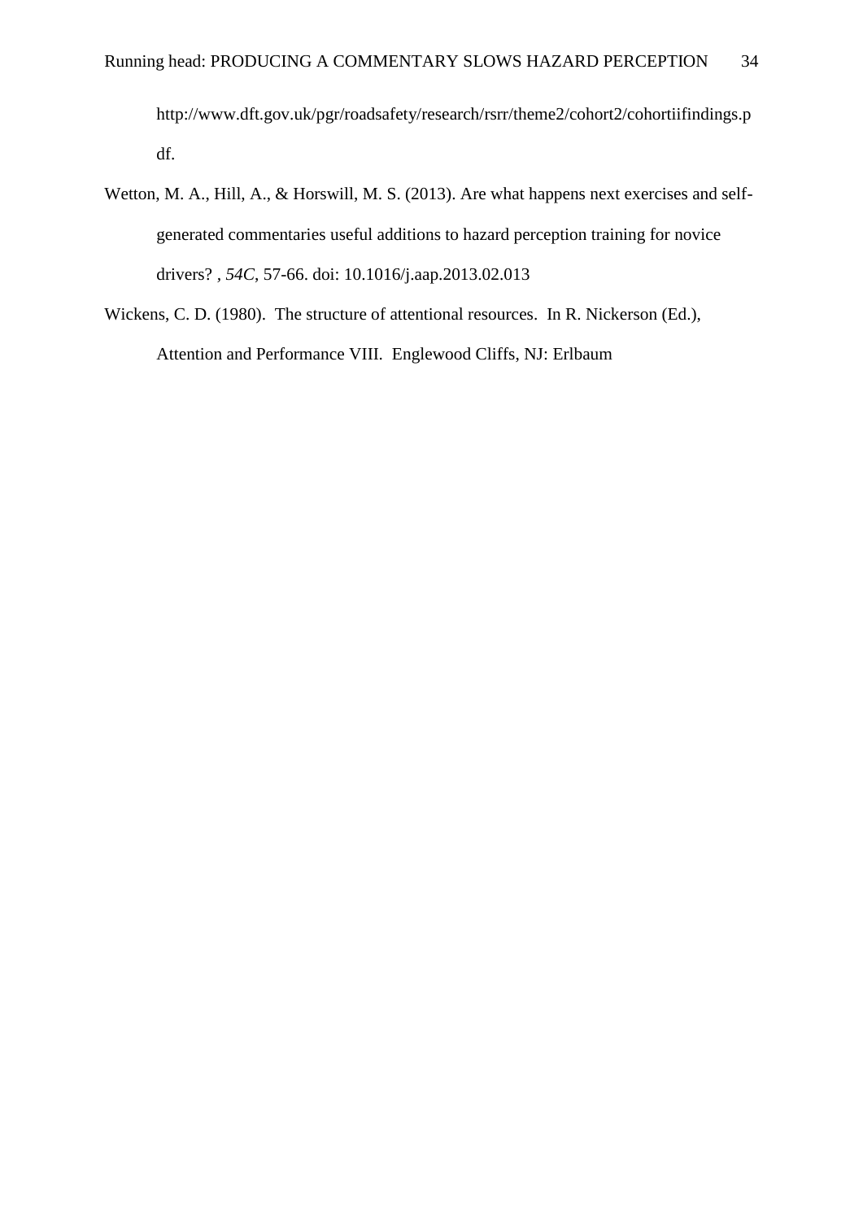http://www.dft.gov.uk/pgr/roadsafety/research/rsrr/theme2/cohort2/cohortiifindings.pdf.

Wetton, M. A., Hill, A., & Horswill, M. S. (2013). Are what happens next exercises and self-generated commentaries useful additions to hazard perception training for novice drivers? , *54C*, 57-66. doi: 10.1016/j.aap.2013.02.013

Wickens, C. D. (1980). The structure of attentional resources. In R. Nickerson (Ed.), Attention and Performance VIII. Englewood Cliffs, NJ: Erlbaum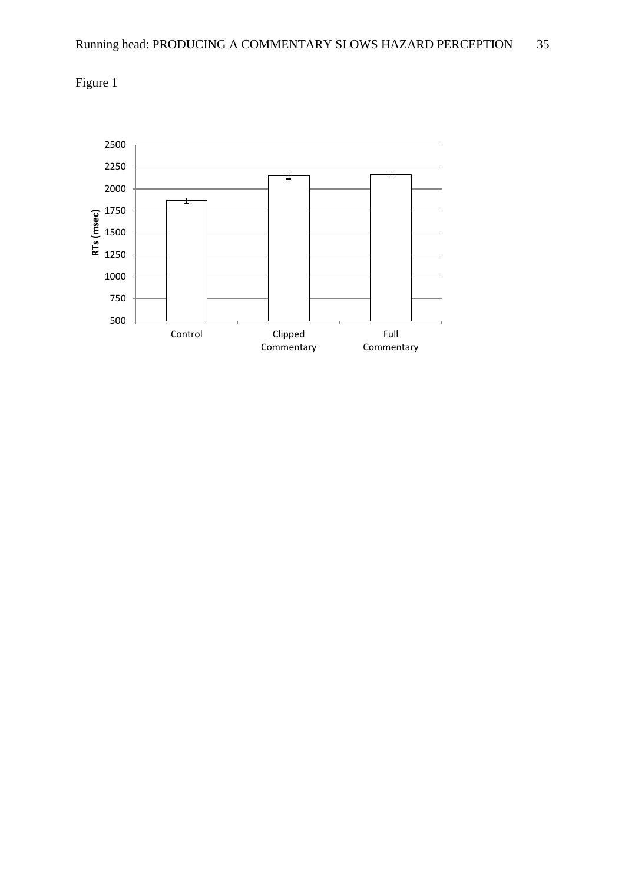Figure 1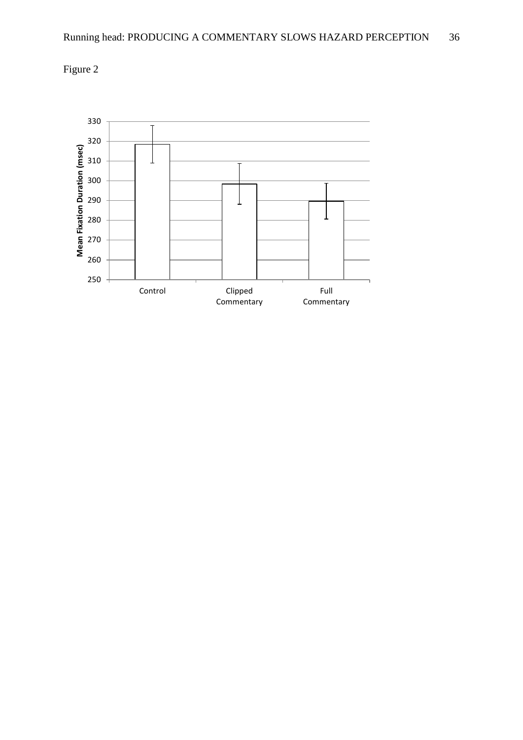Figure 2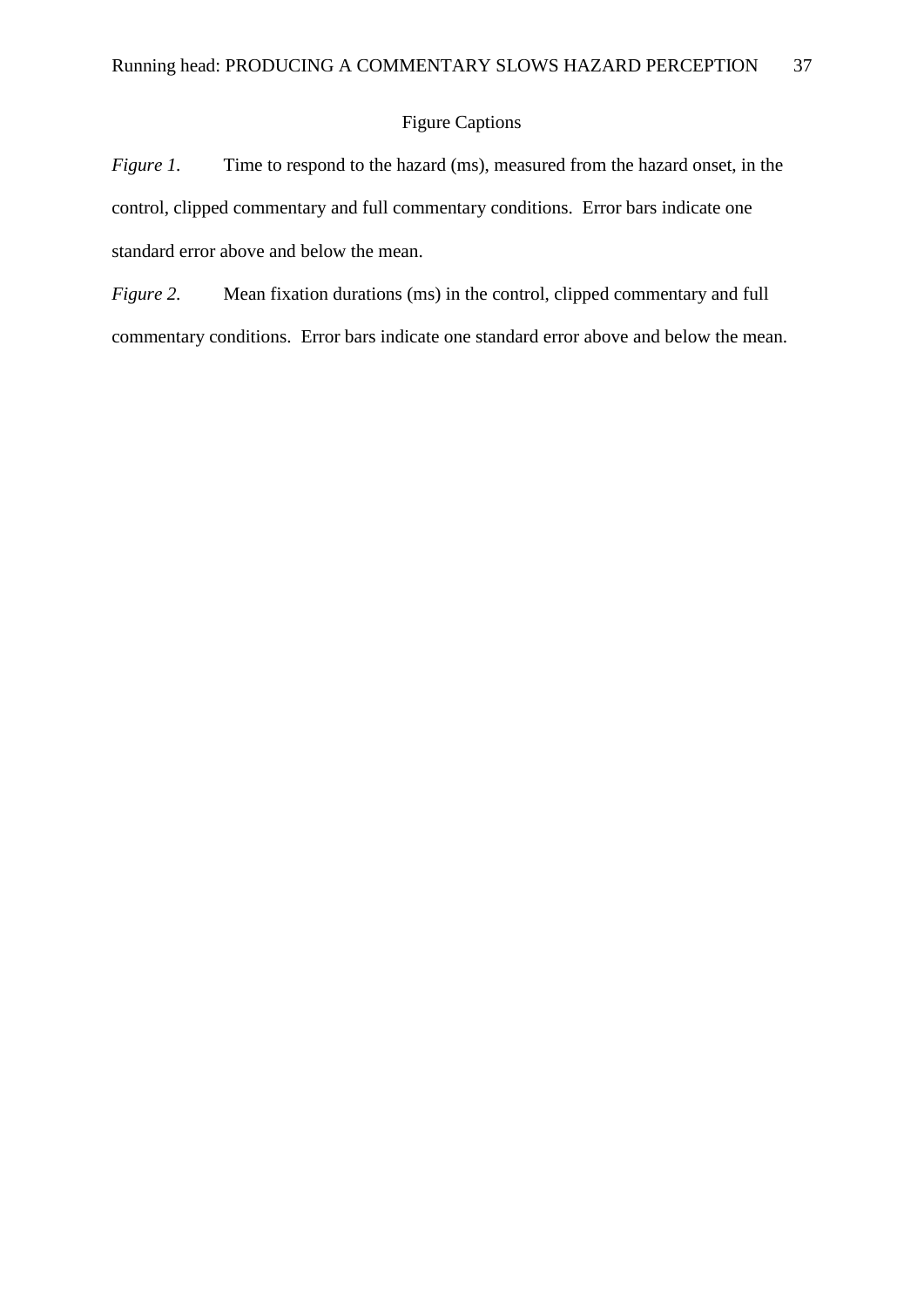# Figure Captions

*Figure 1.* Time to respond to the hazard (ms), measured from the hazard onset, in the control, clipped commentary and full commentary conditions. Error bars indicate one standard error above and below the mean.

*Figure 2.* Mean fixation durations (ms) in the control, clipped commentary and full commentary conditions. Error bars indicate one standard error above and below the mean.